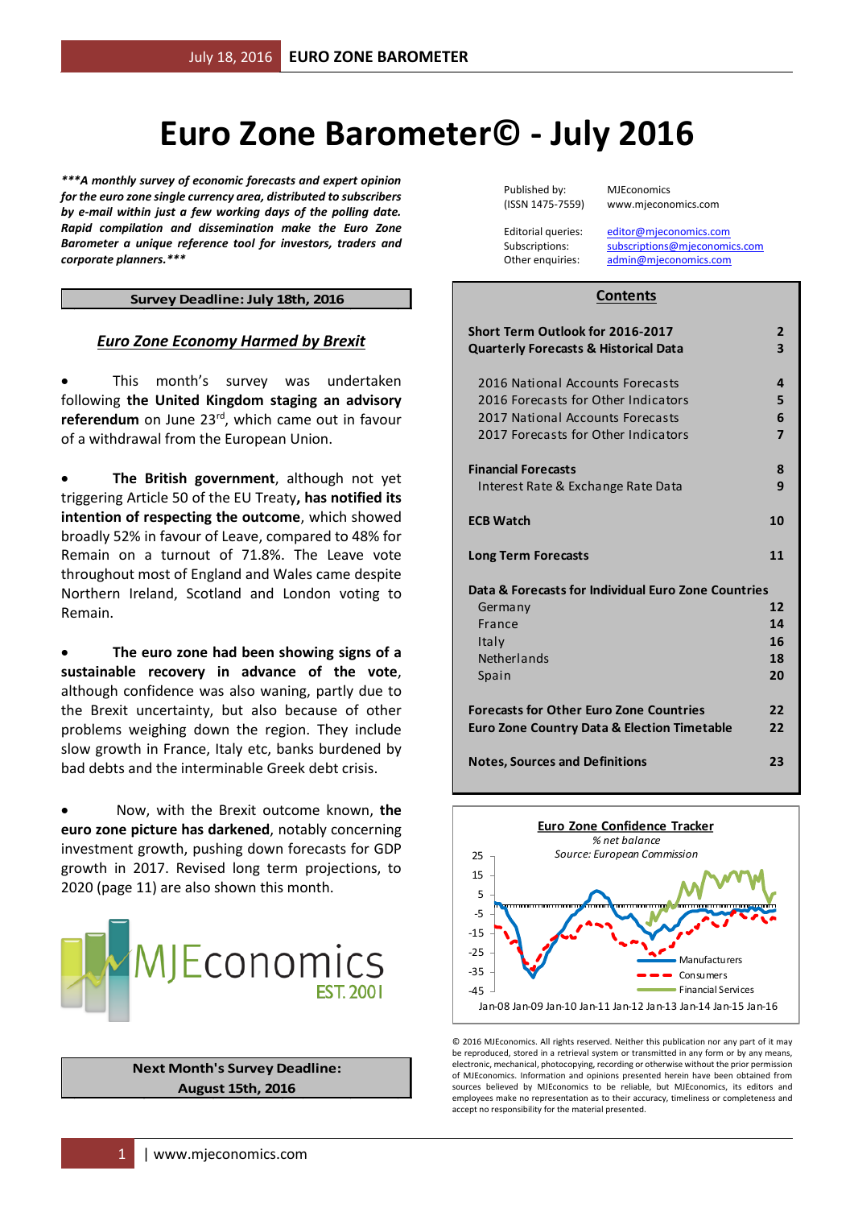# Euro Zone Barometer© - July 2016

***\*\*\*A monthly survey of economic forecasts and expert opinion for the euro zone single currency area, distributed to subscribers by e-mail within just a few working days of the polling date. Rapid compilation and dissemination make the Euro Zone Barometer a unique reference tool for investors, traders and corporate planners.\*\*\****

| | |
|---|---|
| Published by: (ISSN 1475-7559) | MJEconomics www.mjeconomics.com |
| Editorial queries: | editor@mjeconomics.com |
| Subscriptions: | subscriptions@mjeconomics.com |
| Other enquiries: | admin@mjeconomics.com |

**Survey Deadline: July 18th, 2016**

## *Euro Zone Economy Harmed by Brexit*

- This month's survey was undertaken following **the United Kingdom staging an advisory referendum** on June 23rd, which came out in favour of a withdrawal from the European Union.

- **The British government**, although not yet triggering Article 50 of the EU Treaty**, has notified its intention of respecting the outcome**, which showed broadly 52% in favour of Leave, compared to 48% for Remain on a turnout of 71.8%. The Leave vote throughout most of England and Wales came despite Northern Ireland, Scotland and London voting to Remain.

- **The euro zone had been showing signs of a sustainable recovery in advance of the vote**, although confidence was also waning, partly due to the Brexit uncertainty, but also because of other problems weighing down the region. They include slow growth in France, Italy etc, banks burdened by bad debts and the interminable Greek debt crisis.

- Now, with the Brexit outcome known, **the euro zone picture has darkened**, notably concerning investment growth, pushing down forecasts for GDP growth in 2017. Revised long term projections, to 2020 (page 11) are also shown this month.

## Contents

| | |
|---|---|
| **Short Term Outlook for 2016-2017** | **2** |
| **Quarterly Forecasts & Historical Data** | **3** |
| 2016 National Accounts Forecasts | 4 |
| 2016 Forecasts for Other Indicators | 5 |
| 2017 National Accounts Forecasts | 6 |
| 2017 Forecasts for Other Indicators | 7 |
| **Financial Forecasts** | **8** |
| Interest Rate & Exchange Rate Data | 9 |
| **ECB Watch** | **10** |
| **Long Term Forecasts** | **11** |
| **Data & Forecasts for Individual Euro Zone Countries** | |
| Germany | 12 |
| France | 14 |
| Italy | 16 |
| Netherlands | 18 |
| Spain | 20 |
| **Forecasts for Other Euro Zone Countries** | **22** |
| **Euro Zone Country Data & Election Timetable** | **22** |
| **Notes, Sources and Definitions** | **23** |

**Euro Zone Confidence Tracker**

*% net balance*

*Source: European Commission*

Legend: Manufacturers, Consumers, Financial Services

Jan-08 Jan-09 Jan-10 Jan-11 Jan-12 Jan-13 Jan-14 Jan-15 Jan-16

© 2016 MJEconomics. All rights reserved. Neither this publication nor any part of it may be reproduced, stored in a retrieval system or transmitted in any form or by any means, electronic, mechanical, photocopying, recording or otherwise without the prior permission of MJEconomics. Information and opinions presented herein have been obtained from sources believed by MJEconomics to be reliable, but MJEconomics, its editors and employees make no representation as to their accuracy, timeliness or completeness and accept no responsibility for the material presented.

**Next Month's Survey Deadline: August 15th, 2016**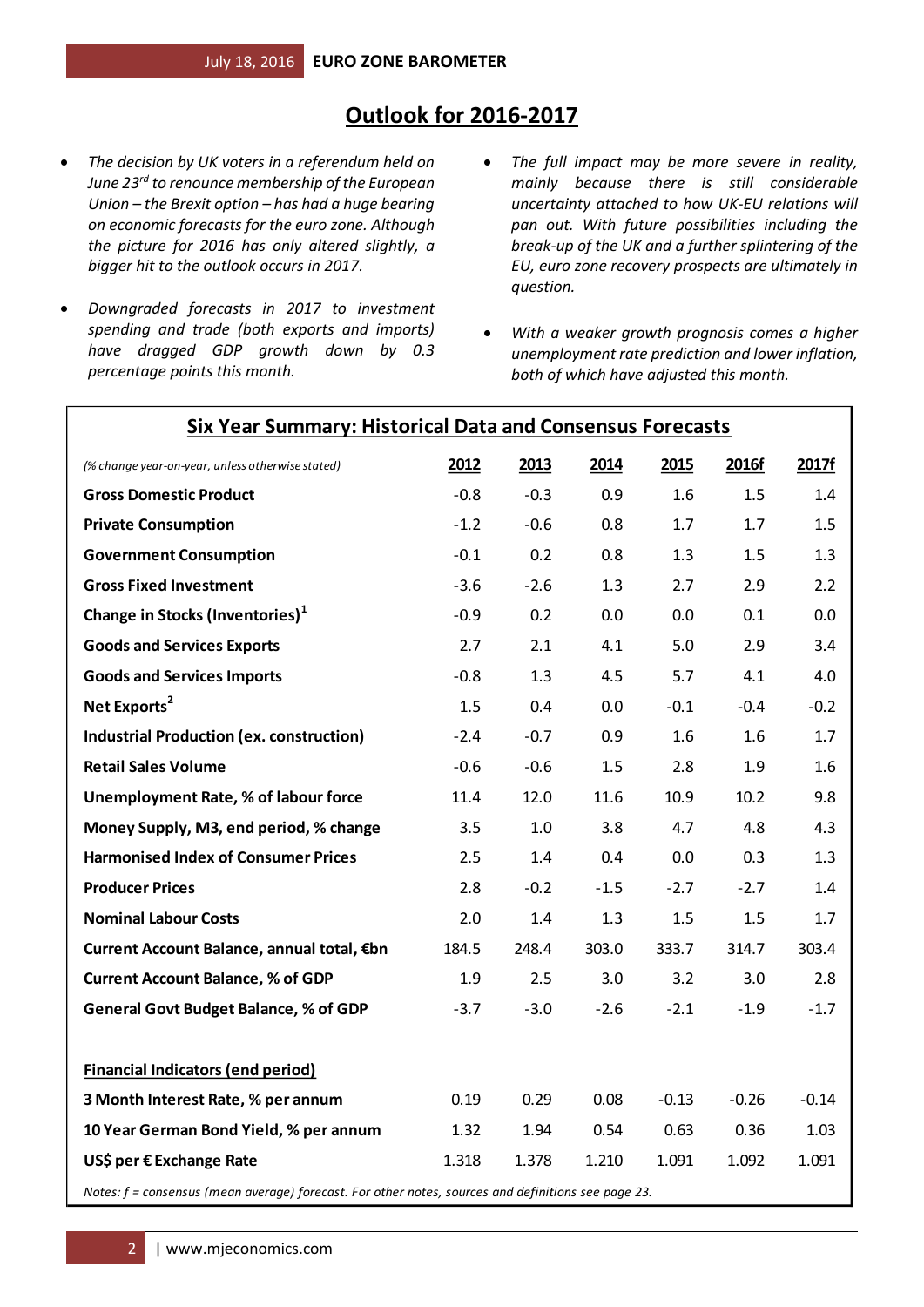# Outlook for 2016-2017

- *The decision by UK voters in a referendum held on June 23rd to renounce membership of the European Union – the Brexit option – has had a huge bearing on economic forecasts for the euro zone. Although the picture for 2016 has only altered slightly, a bigger hit to the outlook occurs in 2017.*

- *Downgraded forecasts in 2017 to investment spending and trade (both exports and imports) have dragged GDP growth down by 0.3 percentage points this month.*

- *The full impact may be more severe in reality, mainly because there is still considerable uncertainty attached to how UK-EU relations will pan out. With future possibilities including the break-up of the UK and a further splintering of the EU, euro zone recovery prospects are ultimately in question.*

- *With a weaker growth prognosis comes a higher unemployment rate prediction and lower inflation, both of which have adjusted this month.*

## Six Year Summary: Historical Data and Consensus Forecasts

| *(% change year-on-year, unless otherwise stated)* | 2012 | 2013 | 2014 | 2015 | 2016f | 2017f |
|---|---|---|---|---|---|---|
| **Gross Domestic Product** | -0.8 | -0.3 | 0.9 | 1.6 | 1.5 | 1.4 |
| **Private Consumption** | -1.2 | -0.6 | 0.8 | 1.7 | 1.7 | 1.5 |
| **Government Consumption** | -0.1 | 0.2 | 0.8 | 1.3 | 1.5 | 1.3 |
| **Gross Fixed Investment** | -3.6 | -2.6 | 1.3 | 2.7 | 2.9 | 2.2 |
| **Change in Stocks (Inventories)[1]** | -0.9 | 0.2 | 0.0 | 0.0 | 0.1 | 0.0 |
| **Goods and Services Exports** | 2.7 | 2.1 | 4.1 | 5.0 | 2.9 | 3.4 |
| **Goods and Services Imports** | -0.8 | 1.3 | 4.5 | 5.7 | 4.1 | 4.0 |
| **Net Exports[2]** | 1.5 | 0.4 | 0.0 | -0.1 | -0.4 | -0.2 |
| **Industrial Production (ex. construction)** | -2.4 | -0.7 | 0.9 | 1.6 | 1.6 | 1.7 |
| **Retail Sales Volume** | -0.6 | -0.6 | 1.5 | 2.8 | 1.9 | 1.6 |
| **Unemployment Rate, % of labour force** | 11.4 | 12.0 | 11.6 | 10.9 | 10.2 | 9.8 |
| **Money Supply, M3, end period, % change** | 3.5 | 1.0 | 3.8 | 4.7 | 4.8 | 4.3 |
| **Harmonised Index of Consumer Prices** | 2.5 | 1.4 | 0.4 | 0.0 | 0.3 | 1.3 |
| **Producer Prices** | 2.8 | -0.2 | -1.5 | -2.7 | -2.7 | 1.4 |
| **Nominal Labour Costs** | 2.0 | 1.4 | 1.3 | 1.5 | 1.5 | 1.7 |
| **Current Account Balance, annual total, €bn** | 184.5 | 248.4 | 303.0 | 333.7 | 314.7 | 303.4 |
| **Current Account Balance, % of GDP** | 1.9 | 2.5 | 3.0 | 3.2 | 3.0 | 2.8 |
| **General Govt Budget Balance, % of GDP** | -3.7 | -3.0 | -2.6 | -2.1 | -1.9 | -1.7 |
| **Financial Indicators (end period)** | | | | | | |
| **3 Month Interest Rate, % per annum** | 0.19 | 0.29 | 0.08 | -0.13 | -0.26 | -0.14 |
| **10 Year German Bond Yield, % per annum** | 1.32 | 1.94 | 0.54 | 0.63 | 0.36 | 1.03 |
| **US$ per € Exchange Rate** | 1.318 | 1.378 | 1.210 | 1.091 | 1.092 | 1.091 |

*Notes: f = consensus (mean average) forecast. For other notes, sources and definitions see page 23.*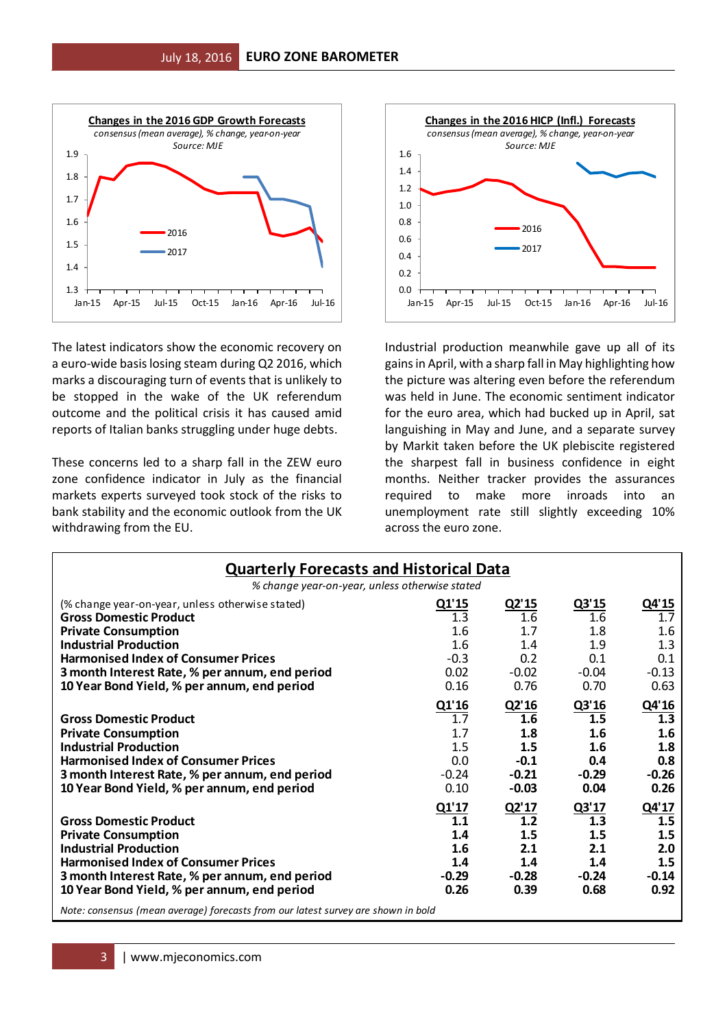**Changes in the 2016 GDP Growth Forecasts**

*consensus (mean average), % change, year-on-year*

*Source: MJE*

**Changes in the 2016 HICP (Infl.) Forecasts**

*consensus (mean average), % change, year-on-year*

*Source: MJE*

The latest indicators show the economic recovery on a euro-wide basis losing steam during Q2 2016, which marks a discouraging turn of events that is unlikely to be stopped in the wake of the UK referendum outcome and the political crisis it has caused amid reports of Italian banks struggling under huge debts.

These concerns led to a sharp fall in the ZEW euro zone confidence indicator in July as the financial markets experts surveyed took stock of the risks to bank stability and the economic outlook from the UK withdrawing from the EU.

Industrial production meanwhile gave up all of its gains in April, with a sharp fall in May highlighting how the picture was altering even before the referendum was held in June. The economic sentiment indicator for the euro area, which had bucked up in April, sat languishing in May and June, and a separate survey by Markit taken before the UK plebiscite registered the sharpest fall in business confidence in eight months. Neither tracker provides the assurances required to make more inroads into an unemployment rate still slightly exceeding 10% across the euro zone.

## Quarterly Forecasts and Historical Data

*% change year-on-year, unless otherwise stated*

| (% change year-on-year, unless otherwise stated) | Q1'15 | Q2'15 | Q3'15 | Q4'15 |
|---|---|---|---|---|
| **Gross Domestic Product** | 1.3 | 1.6 | 1.6 | 1.7 |
| **Private Consumption** | 1.6 | 1.7 | 1.8 | 1.6 |
| **Industrial Production** | 1.6 | 1.4 | 1.9 | 1.3 |
| **Harmonised Index of Consumer Prices** | -0.3 | 0.2 | 0.1 | 0.1 |
| **3 month Interest Rate, % per annum, end period** | 0.02 | -0.02 | -0.04 | -0.13 |
| **10 Year Bond Yield, % per annum, end period** | 0.16 | 0.76 | 0.70 | 0.63 |
| | **Q1'16** | **Q2'16** | **Q3'16** | **Q4'16** |
| **Gross Domestic Product** | 1.7 | **1.6** | **1.5** | **1.3** |
| **Private Consumption** | 1.7 | **1.8** | **1.6** | **1.6** |
| **Industrial Production** | 1.5 | **1.5** | **1.6** | **1.8** |
| **Harmonised Index of Consumer Prices** | 0.0 | **-0.1** | **0.4** | **0.8** |
| **3 month Interest Rate, % per annum, end period** | -0.24 | **-0.21** | **-0.29** | **-0.26** |
| **10 Year Bond Yield, % per annum, end period** | 0.10 | **-0.03** | **0.04** | **0.26** |
| | **Q1'17** | **Q2'17** | **Q3'17** | **Q4'17** |
| **Gross Domestic Product** | **1.1** | **1.2** | **1.3** | **1.5** |
| **Private Consumption** | **1.4** | **1.5** | **1.5** | **1.5** |
| **Industrial Production** | **1.6** | **2.1** | **2.1** | **2.0** |
| **Harmonised Index of Consumer Prices** | **1.4** | **1.4** | **1.4** | **1.5** |
| **3 month Interest Rate, % per annum, end period** | **-0.29** | **-0.28** | **-0.24** | **-0.14** |
| **10 Year Bond Yield, % per annum, end period** | **0.26** | **0.39** | **0.68** | **0.92** |

*Note: consensus (mean average) forecasts from our latest survey are shown in bold*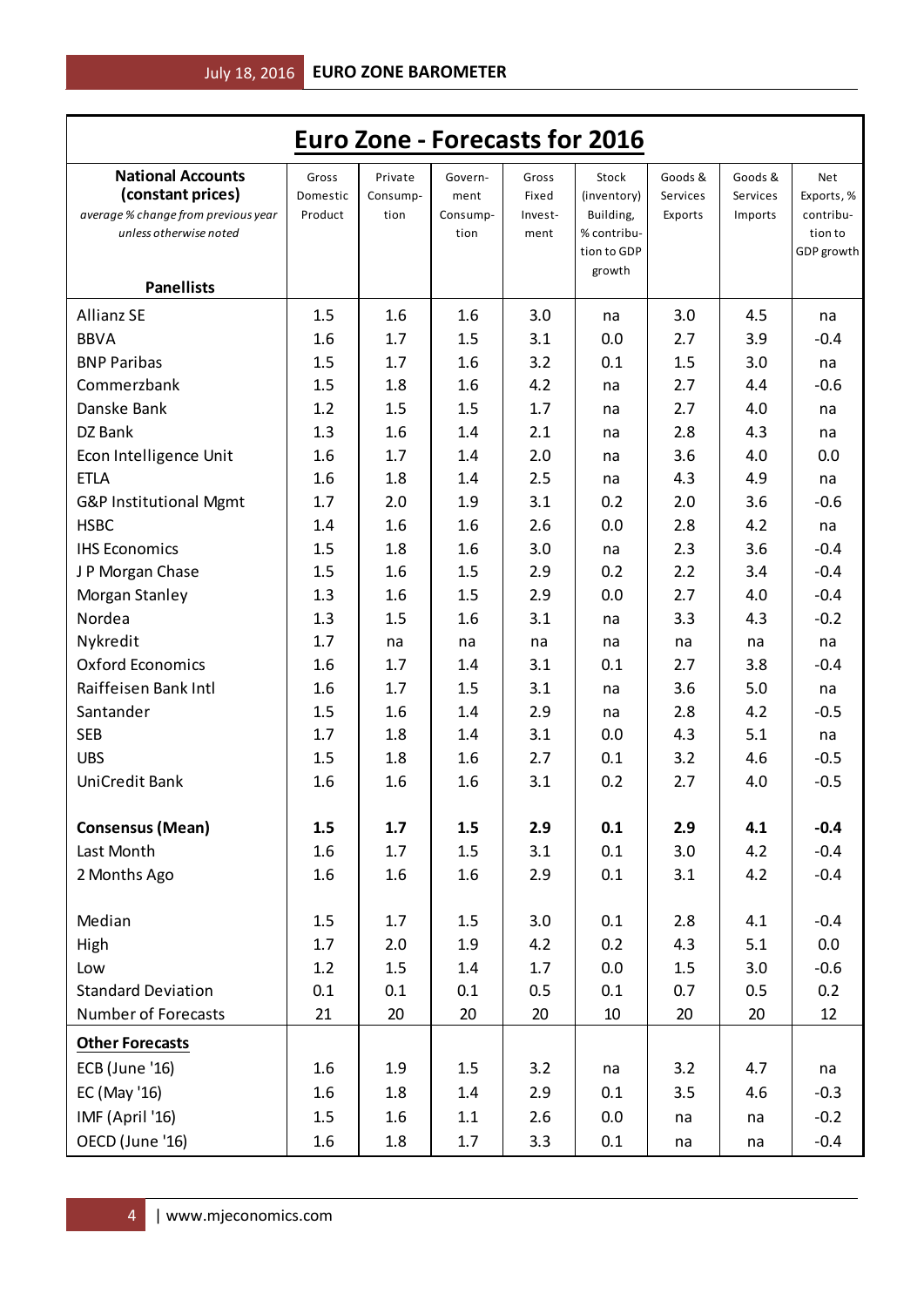# Euro Zone - Forecasts for 2016

| **National Accounts (constant prices)** *average % change from previous year unless otherwise noted* **Panellists** | Gross Domestic Product | Private Consumption | Government Consumption | Gross Fixed Investment | Stock (inventory) Building, % contribution to GDP growth | Goods & Services Exports | Goods & Services Imports | Net Exports, % contribution to GDP growth |
|---|---|---|---|---|---|---|---|---|
| Allianz SE | 1.5 | 1.6 | 1.6 | 3.0 | na | 3.0 | 4.5 | na |
| BBVA | 1.6 | 1.7 | 1.5 | 3.1 | 0.0 | 2.7 | 3.9 | -0.4 |
| BNP Paribas | 1.5 | 1.7 | 1.6 | 3.2 | 0.1 | 1.5 | 3.0 | na |
| Commerzbank | 1.5 | 1.8 | 1.6 | 4.2 | na | 2.7 | 4.4 | -0.6 |
| Danske Bank | 1.2 | 1.5 | 1.5 | 1.7 | na | 2.7 | 4.0 | na |
| DZ Bank | 1.3 | 1.6 | 1.4 | 2.1 | na | 2.8 | 4.3 | na |
| Econ Intelligence Unit | 1.6 | 1.7 | 1.4 | 2.0 | na | 3.6 | 4.0 | 0.0 |
| ETLA | 1.6 | 1.8 | 1.4 | 2.5 | na | 4.3 | 4.9 | na |
| G&P Institutional Mgmt | 1.7 | 2.0 | 1.9 | 3.1 | 0.2 | 2.0 | 3.6 | -0.6 |
| HSBC | 1.4 | 1.6 | 1.6 | 2.6 | 0.0 | 2.8 | 4.2 | na |
| IHS Economics | 1.5 | 1.8 | 1.6 | 3.0 | na | 2.3 | 3.6 | -0.4 |
| J P Morgan Chase | 1.5 | 1.6 | 1.5 | 2.9 | 0.2 | 2.2 | 3.4 | -0.4 |
| Morgan Stanley | 1.3 | 1.6 | 1.5 | 2.9 | 0.0 | 2.7 | 4.0 | -0.4 |
| Nordea | 1.3 | 1.5 | 1.6 | 3.1 | na | 3.3 | 4.3 | -0.2 |
| Nykredit | 1.7 | na | na | na | na | na | na | na |
| Oxford Economics | 1.6 | 1.7 | 1.4 | 3.1 | 0.1 | 2.7 | 3.8 | -0.4 |
| Raiffeisen Bank Intl | 1.6 | 1.7 | 1.5 | 3.1 | na | 3.6 | 5.0 | na |
| Santander | 1.5 | 1.6 | 1.4 | 2.9 | na | 2.8 | 4.2 | -0.5 |
| SEB | 1.7 | 1.8 | 1.4 | 3.1 | 0.0 | 4.3 | 5.1 | na |
| UBS | 1.5 | 1.8 | 1.6 | 2.7 | 0.1 | 3.2 | 4.6 | -0.5 |
| UniCredit Bank | 1.6 | 1.6 | 1.6 | 3.1 | 0.2 | 2.7 | 4.0 | -0.5 |
| **Consensus (Mean)** | **1.5** | **1.7** | **1.5** | **2.9** | **0.1** | **2.9** | **4.1** | **-0.4** |
| Last Month | 1.6 | 1.7 | 1.5 | 3.1 | 0.1 | 3.0 | 4.2 | -0.4 |
| 2 Months Ago | 1.6 | 1.6 | 1.6 | 2.9 | 0.1 | 3.1 | 4.2 | -0.4 |
| Median | 1.5 | 1.7 | 1.5 | 3.0 | 0.1 | 2.8 | 4.1 | -0.4 |
| High | 1.7 | 2.0 | 1.9 | 4.2 | 0.2 | 4.3 | 5.1 | 0.0 |
| Low | 1.2 | 1.5 | 1.4 | 1.7 | 0.0 | 1.5 | 3.0 | -0.6 |
| Standard Deviation | 0.1 | 0.1 | 0.1 | 0.5 | 0.1 | 0.7 | 0.5 | 0.2 |
| Number of Forecasts | 21 | 20 | 20 | 20 | 10 | 20 | 20 | 12 |
| **Other Forecasts** | | | | | | | | |
| ECB (June '16) | 1.6 | 1.9 | 1.5 | 3.2 | na | 3.2 | 4.7 | na |
| EC (May '16) | 1.6 | 1.8 | 1.4 | 2.9 | 0.1 | 3.5 | 4.6 | -0.3 |
| IMF (April '16) | 1.5 | 1.6 | 1.1 | 2.6 | 0.0 | na | na | -0.2 |
| OECD (June '16) | 1.6 | 1.8 | 1.7 | 3.3 | 0.1 | na | na | -0.4 |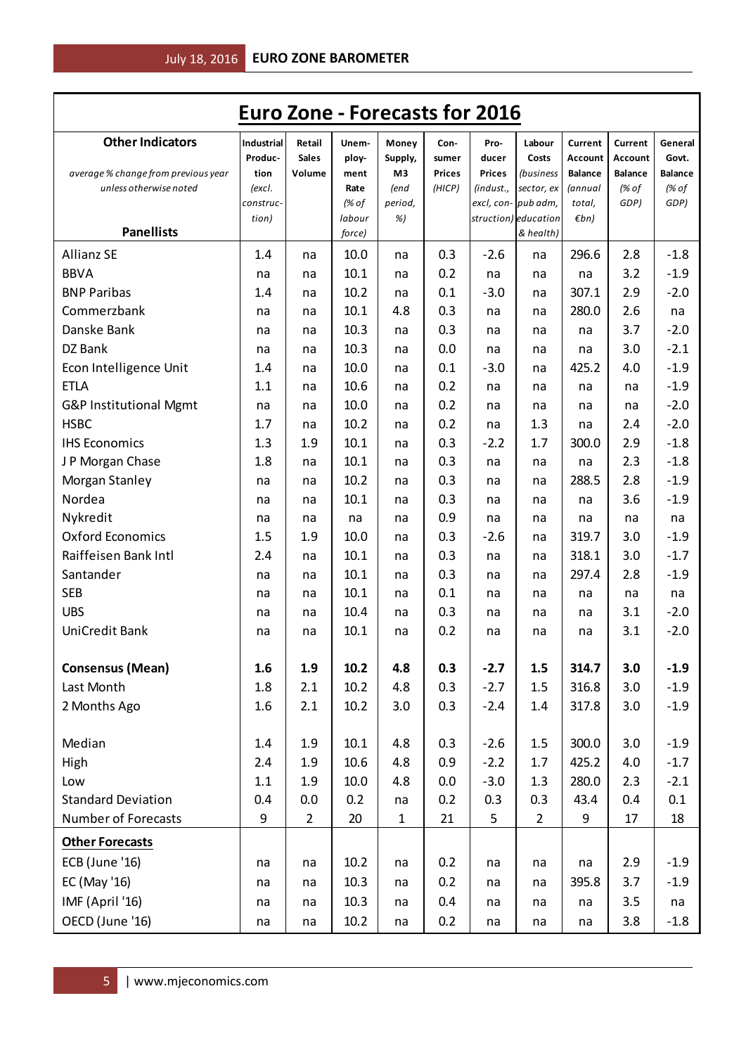# Euro Zone - Forecasts for 2016

| **Other Indicators**<br>*average % change from previous year unless otherwise noted*<br>**Panellists** | **Industrial Production** *(excl. construction)* | **Retail Sales Volume** | **Unemployment Rate** *(% of labour force)* | **Money Supply, M3** *(end period, %)* | **Consumer Prices** *(HICP)* | **Producer Prices** *(indust., excl, construction)* | **Labour Costs** *(business sector, ex pub adm, education & health)* | **Current Account Balance** *(annual total, €bn)* | **Current Account Balance** *(% of GDP)* | **General Govt. Balance** *(% of GDP)* |
|---|---|---|---|---|---|---|---|---|---|---|
| Allianz SE | 1.4 | na | 10.0 | na | 0.3 | -2.6 | na | 296.6 | 2.8 | -1.8 |
| BBVA | na | na | 10.1 | na | 0.2 | na | na | na | 3.2 | -1.9 |
| BNP Paribas | 1.4 | na | 10.2 | na | 0.1 | -3.0 | na | 307.1 | 2.9 | -2.0 |
| Commerzbank | na | na | 10.1 | 4.8 | 0.3 | na | na | 280.0 | 2.6 | na |
| Danske Bank | na | na | 10.3 | na | 0.3 | na | na | na | 3.7 | -2.0 |
| DZ Bank | na | na | 10.3 | na | 0.0 | na | na | na | 3.0 | -2.1 |
| Econ Intelligence Unit | 1.4 | na | 10.0 | na | 0.1 | -3.0 | na | 425.2 | 4.0 | -1.9 |
| ETLA | 1.1 | na | 10.6 | na | 0.2 | na | na | na | na | -1.9 |
| G&P Institutional Mgmt | na | na | 10.0 | na | 0.2 | na | na | na | na | -2.0 |
| HSBC | 1.7 | na | 10.2 | na | 0.2 | na | 1.3 | na | 2.4 | -2.0 |
| IHS Economics | 1.3 | 1.9 | 10.1 | na | 0.3 | -2.2 | 1.7 | 300.0 | 2.9 | -1.8 |
| J P Morgan Chase | 1.8 | na | 10.1 | na | 0.3 | na | na | na | 2.3 | -1.8 |
| Morgan Stanley | na | na | 10.2 | na | 0.3 | na | na | 288.5 | 2.8 | -1.9 |
| Nordea | na | na | 10.1 | na | 0.3 | na | na | na | 3.6 | -1.9 |
| Nykredit | na | na | na | na | 0.9 | na | na | na | na | na |
| Oxford Economics | 1.5 | 1.9 | 10.0 | na | 0.3 | -2.6 | na | 319.7 | 3.0 | -1.9 |
| Raiffeisen Bank Intl | 2.4 | na | 10.1 | na | 0.3 | na | na | 318.1 | 3.0 | -1.7 |
| Santander | na | na | 10.1 | na | 0.3 | na | na | 297.4 | 2.8 | -1.9 |
| SEB | na | na | 10.1 | na | 0.1 | na | na | na | na | na |
| UBS | na | na | 10.4 | na | 0.3 | na | na | na | 3.1 | -2.0 |
| UniCredit Bank | na | na | 10.1 | na | 0.2 | na | na | na | 3.1 | -2.0 |
| **Consensus (Mean)** | **1.6** | **1.9** | **10.2** | **4.8** | **0.3** | **-2.7** | **1.5** | **314.7** | **3.0** | **-1.9** |
| Last Month | 1.8 | 2.1 | 10.2 | 4.8 | 0.3 | -2.7 | 1.5 | 316.8 | 3.0 | -1.9 |
| 2 Months Ago | 1.6 | 2.1 | 10.2 | 3.0 | 0.3 | -2.4 | 1.4 | 317.8 | 3.0 | -1.9 |
| Median | 1.4 | 1.9 | 10.1 | 4.8 | 0.3 | -2.6 | 1.5 | 300.0 | 3.0 | -1.9 |
| High | 2.4 | 1.9 | 10.6 | 4.8 | 0.9 | -2.2 | 1.7 | 425.2 | 4.0 | -1.7 |
| Low | 1.1 | 1.9 | 10.0 | 4.8 | 0.0 | -3.0 | 1.3 | 280.0 | 2.3 | -2.1 |
| Standard Deviation | 0.4 | 0.0 | 0.2 | na | 0.2 | 0.3 | 0.3 | 43.4 | 0.4 | 0.1 |
| Number of Forecasts | 9 | 2 | 20 | 1 | 21 | 5 | 2 | 9 | 17 | 18 |
| **Other Forecasts** | | | | | | | | | | |
| ECB (June '16) | na | na | 10.2 | na | 0.2 | na | na | na | 2.9 | -1.9 |
| EC (May '16) | na | na | 10.3 | na | 0.2 | na | na | 395.8 | 3.7 | -1.9 |
| IMF (April '16) | na | na | 10.3 | na | 0.4 | na | na | na | 3.5 | na |
| OECD (June '16) | na | na | 10.2 | na | 0.2 | na | na | na | 3.8 | -1.8 |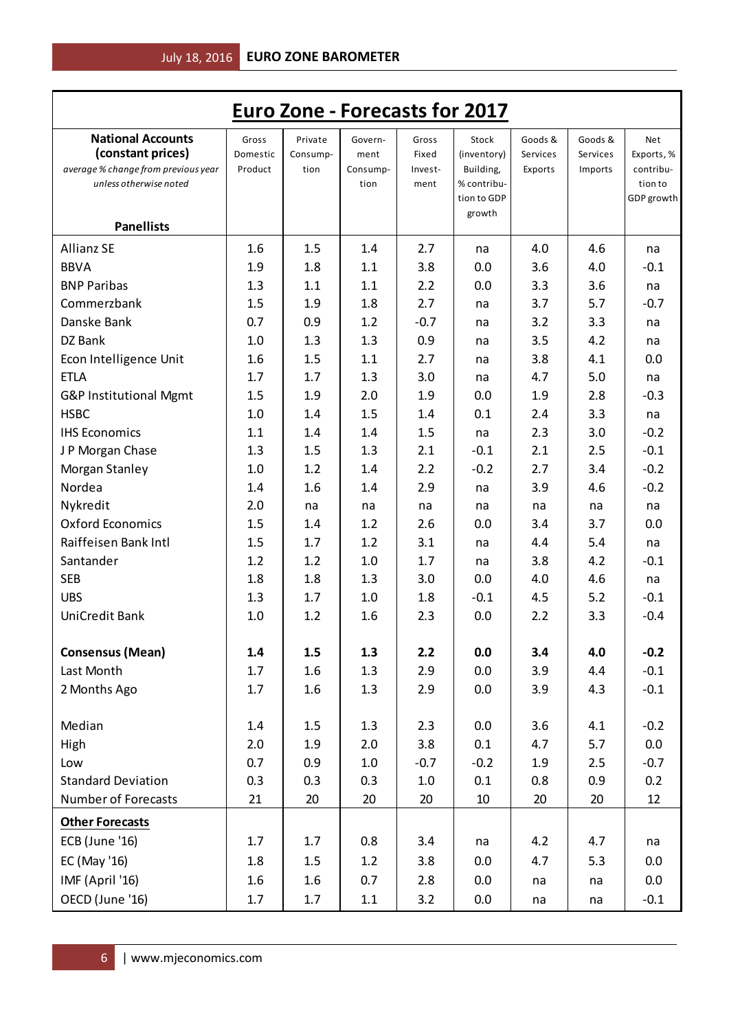# Euro Zone - Forecasts for 2017

| **National Accounts (constant prices)** *average % change from previous year unless otherwise noted* **Panellists** | Gross Domestic Product | Private Consump-tion | Govern-ment Consump-tion | Gross Fixed Invest-ment | Stock (inventory) Building, % contribu-tion to GDP growth | Goods & Services Exports | Goods & Services Imports | Net Exports, % contribu-tion to GDP growth |
|---|---|---|---|---|---|---|---|---|
| Allianz SE | 1.6 | 1.5 | 1.4 | 2.7 | na | 4.0 | 4.6 | na |
| BBVA | 1.9 | 1.8 | 1.1 | 3.8 | 0.0 | 3.6 | 4.0 | -0.1 |
| BNP Paribas | 1.3 | 1.1 | 1.1 | 2.2 | 0.0 | 3.3 | 3.6 | na |
| Commerzbank | 1.5 | 1.9 | 1.8 | 2.7 | na | 3.7 | 5.7 | -0.7 |
| Danske Bank | 0.7 | 0.9 | 1.2 | -0.7 | na | 3.2 | 3.3 | na |
| DZ Bank | 1.0 | 1.3 | 1.3 | 0.9 | na | 3.5 | 4.2 | na |
| Econ Intelligence Unit | 1.6 | 1.5 | 1.1 | 2.7 | na | 3.8 | 4.1 | 0.0 |
| ETLA | 1.7 | 1.7 | 1.3 | 3.0 | na | 4.7 | 5.0 | na |
| G&P Institutional Mgmt | 1.5 | 1.9 | 2.0 | 1.9 | 0.0 | 1.9 | 2.8 | -0.3 |
| HSBC | 1.0 | 1.4 | 1.5 | 1.4 | 0.1 | 2.4 | 3.3 | na |
| IHS Economics | 1.1 | 1.4 | 1.4 | 1.5 | na | 2.3 | 3.0 | -0.2 |
| J P Morgan Chase | 1.3 | 1.5 | 1.3 | 2.1 | -0.1 | 2.1 | 2.5 | -0.1 |
| Morgan Stanley | 1.0 | 1.2 | 1.4 | 2.2 | -0.2 | 2.7 | 3.4 | -0.2 |
| Nordea | 1.4 | 1.6 | 1.4 | 2.9 | na | 3.9 | 4.6 | -0.2 |
| Nykredit | 2.0 | na | na | na | na | na | na | na |
| Oxford Economics | 1.5 | 1.4 | 1.2 | 2.6 | 0.0 | 3.4 | 3.7 | 0.0 |
| Raiffeisen Bank Intl | 1.5 | 1.7 | 1.2 | 3.1 | na | 4.4 | 5.4 | na |
| Santander | 1.2 | 1.2 | 1.0 | 1.7 | na | 3.8 | 4.2 | -0.1 |
| SEB | 1.8 | 1.8 | 1.3 | 3.0 | 0.0 | 4.0 | 4.6 | na |
| UBS | 1.3 | 1.7 | 1.0 | 1.8 | -0.1 | 4.5 | 5.2 | -0.1 |
| UniCredit Bank | 1.0 | 1.2 | 1.6 | 2.3 | 0.0 | 2.2 | 3.3 | -0.4 |
| **Consensus (Mean)** | **1.4** | **1.5** | **1.3** | **2.2** | **0.0** | **3.4** | **4.0** | **-0.2** |
| Last Month | 1.7 | 1.6 | 1.3 | 2.9 | 0.0 | 3.9 | 4.4 | -0.1 |
| 2 Months Ago | 1.7 | 1.6 | 1.3 | 2.9 | 0.0 | 3.9 | 4.3 | -0.1 |
| Median | 1.4 | 1.5 | 1.3 | 2.3 | 0.0 | 3.6 | 4.1 | -0.2 |
| High | 2.0 | 1.9 | 2.0 | 3.8 | 0.1 | 4.7 | 5.7 | 0.0 |
| Low | 0.7 | 0.9 | 1.0 | -0.7 | -0.2 | 1.9 | 2.5 | -0.7 |
| Standard Deviation | 0.3 | 0.3 | 0.3 | 1.0 | 0.1 | 0.8 | 0.9 | 0.2 |
| Number of Forecasts | 21 | 20 | 20 | 20 | 10 | 20 | 20 | 12 |
| **Other Forecasts** | | | | | | | | |
| ECB (June '16) | 1.7 | 1.7 | 0.8 | 3.4 | na | 4.2 | 4.7 | na |
| EC (May '16) | 1.8 | 1.5 | 1.2 | 3.8 | 0.0 | 4.7 | 5.3 | 0.0 |
| IMF (April '16) | 1.6 | 1.6 | 0.7 | 2.8 | 0.0 | na | na | 0.0 |
| OECD (June '16) | 1.7 | 1.7 | 1.1 | 3.2 | 0.0 | na | na | -0.1 |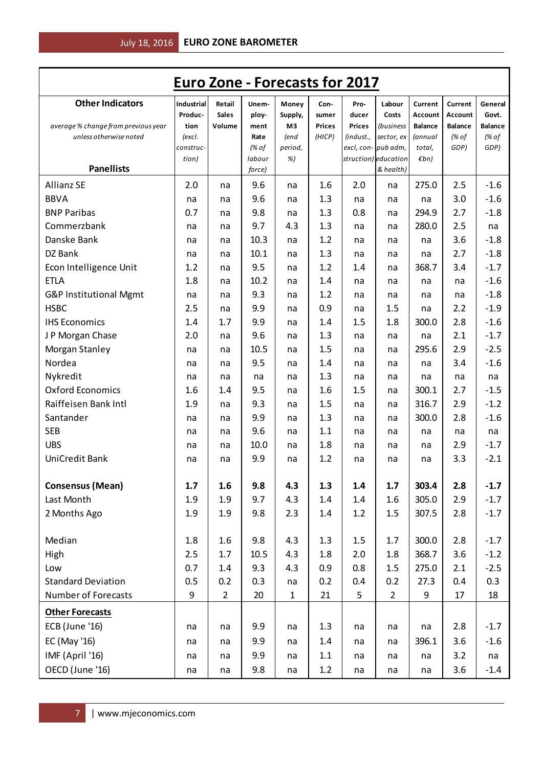# Euro Zone - Forecasts for 2017

| Other Indicators<br>*average % change from previous year unless otherwise noted*<br>Panellists | Industrial Production *(excl. construction)* | Retail Sales Volume | Unemployment Rate *(% of labour force)* | Money Supply, M3 *(end period, %)* | Consumer Prices *(HICP)* | Producer Prices *(indust., excl, construction)* | Labour Costs *(business sector, ex pub adm, education & health)* | Current Account Balance *(annual total, €bn)* | Current Account Balance *(% of GDP)* | General Govt. Balance *(% of GDP)* |
|---|---|---|---|---|---|---|---|---|---|---|
| Allianz SE | 2.0 | na | 9.6 | na | 1.6 | 2.0 | na | 275.0 | 2.5 | -1.6 |
| BBVA | na | na | 9.6 | na | 1.3 | na | na | na | 3.0 | -1.6 |
| BNP Paribas | 0.7 | na | 9.8 | na | 1.3 | 0.8 | na | 294.9 | 2.7 | -1.8 |
| Commerzbank | na | na | 9.7 | 4.3 | 1.3 | na | na | 280.0 | 2.5 | na |
| Danske Bank | na | na | 10.3 | na | 1.2 | na | na | na | 3.6 | -1.8 |
| DZ Bank | na | na | 10.1 | na | 1.3 | na | na | na | 2.7 | -1.8 |
| Econ Intelligence Unit | 1.2 | na | 9.5 | na | 1.2 | 1.4 | na | 368.7 | 3.4 | -1.7 |
| ETLA | 1.8 | na | 10.2 | na | 1.4 | na | na | na | na | -1.6 |
| G&P Institutional Mgmt | na | na | 9.3 | na | 1.2 | na | na | na | na | -1.8 |
| HSBC | 2.5 | na | 9.9 | na | 0.9 | na | 1.5 | na | 2.2 | -1.9 |
| IHS Economics | 1.4 | 1.7 | 9.9 | na | 1.4 | 1.5 | 1.8 | 300.0 | 2.8 | -1.6 |
| J P Morgan Chase | 2.0 | na | 9.6 | na | 1.3 | na | na | na | 2.1 | -1.7 |
| Morgan Stanley | na | na | 10.5 | na | 1.5 | na | na | 295.6 | 2.9 | -2.5 |
| Nordea | na | na | 9.5 | na | 1.4 | na | na | na | 3.4 | -1.6 |
| Nykredit | na | na | na | na | 1.3 | na | na | na | na | na |
| Oxford Economics | 1.6 | 1.4 | 9.5 | na | 1.6 | 1.5 | na | 300.1 | 2.7 | -1.5 |
| Raiffeisen Bank Intl | 1.9 | na | 9.3 | na | 1.5 | na | na | 316.7 | 2.9 | -1.2 |
| Santander | na | na | 9.9 | na | 1.3 | na | na | 300.0 | 2.8 | -1.6 |
| SEB | na | na | 9.6 | na | 1.1 | na | na | na | na | na |
| UBS | na | na | 10.0 | na | 1.8 | na | na | na | 2.9 | -1.7 |
| UniCredit Bank | na | na | 9.9 | na | 1.2 | na | na | na | 3.3 | -2.1 |
| **Consensus (Mean)** | **1.7** | **1.6** | **9.8** | **4.3** | **1.3** | **1.4** | **1.7** | **303.4** | **2.8** | **-1.7** |
| Last Month | 1.9 | 1.9 | 9.7 | 4.3 | 1.4 | 1.4 | 1.6 | 305.0 | 2.9 | -1.7 |
| 2 Months Ago | 1.9 | 1.9 | 9.8 | 2.3 | 1.4 | 1.2 | 1.5 | 307.5 | 2.8 | -1.7 |
| Median | 1.8 | 1.6 | 9.8 | 4.3 | 1.3 | 1.5 | 1.7 | 300.0 | 2.8 | -1.7 |
| High | 2.5 | 1.7 | 10.5 | 4.3 | 1.8 | 2.0 | 1.8 | 368.7 | 3.6 | -1.2 |
| Low | 0.7 | 1.4 | 9.3 | 4.3 | 0.9 | 0.8 | 1.5 | 275.0 | 2.1 | -2.5 |
| Standard Deviation | 0.5 | 0.2 | 0.3 | na | 0.2 | 0.4 | 0.2 | 27.3 | 0.4 | 0.3 |
| Number of Forecasts | 9 | 2 | 20 | 1 | 21 | 5 | 2 | 9 | 17 | 18 |
| **Other Forecasts** | | | | | | | | | | |
| ECB (June '16) | na | na | 9.9 | na | 1.3 | na | na | na | 2.8 | -1.7 |
| EC (May '16) | na | na | 9.9 | na | 1.4 | na | na | 396.1 | 3.6 | -1.6 |
| IMF (April '16) | na | na | 9.9 | na | 1.1 | na | na | na | 3.2 | na |
| OECD (June '16) | na | na | 9.8 | na | 1.2 | na | na | na | 3.6 | -1.4 |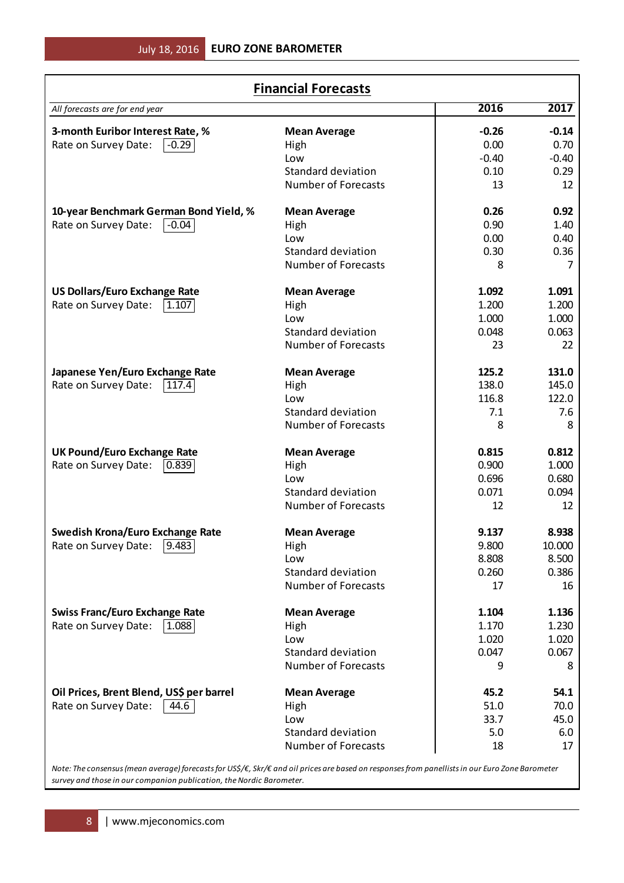## Financial Forecasts

| *All forecasts are for end year* | | 2016 | 2017 |
|---|---|---|---|
| **3-month Euribor Interest Rate, %** | **Mean Average** | **-0.26** | **-0.14** |
| Rate on Survey Date: -0.29 | High | 0.00 | 0.70 |
| | Low | -0.40 | -0.40 |
| | Standard deviation | 0.10 | 0.29 |
| | Number of Forecasts | 13 | 12 |
| **10-year Benchmark German Bond Yield, %** | **Mean Average** | **0.26** | **0.92** |
| Rate on Survey Date: -0.04 | High | 0.90 | 1.40 |
| | Low | 0.00 | 0.40 |
| | Standard deviation | 0.30 | 0.36 |
| | Number of Forecasts | 8 | 7 |
| **US Dollars/Euro Exchange Rate** | **Mean Average** | **1.092** | **1.091** |
| Rate on Survey Date: 1.107 | High | 1.200 | 1.200 |
| | Low | 1.000 | 1.000 |
| | Standard deviation | 0.048 | 0.063 |
| | Number of Forecasts | 23 | 22 |
| **Japanese Yen/Euro Exchange Rate** | **Mean Average** | **125.2** | **131.0** |
| Rate on Survey Date: 117.4 | High | 138.0 | 145.0 |
| | Low | 116.8 | 122.0 |
| | Standard deviation | 7.1 | 7.6 |
| | Number of Forecasts | 8 | 8 |
| **UK Pound/Euro Exchange Rate** | **Mean Average** | **0.815** | **0.812** |
| Rate on Survey Date: 0.839 | High | 0.900 | 1.000 |
| | Low | 0.696 | 0.680 |
| | Standard deviation | 0.071 | 0.094 |
| | Number of Forecasts | 12 | 12 |
| **Swedish Krona/Euro Exchange Rate** | **Mean Average** | **9.137** | **8.938** |
| Rate on Survey Date: 9.483 | High | 9.800 | 10.000 |
| | Low | 8.808 | 8.500 |
| | Standard deviation | 0.260 | 0.386 |
| | Number of Forecasts | 17 | 16 |
| **Swiss Franc/Euro Exchange Rate** | **Mean Average** | **1.104** | **1.136** |
| Rate on Survey Date: 1.088 | High | 1.170 | 1.230 |
| | Low | 1.020 | 1.020 |
| | Standard deviation | 0.047 | 0.067 |
| | Number of Forecasts | 9 | 8 |
| **Oil Prices, Brent Blend, US$ per barrel** | **Mean Average** | **45.2** | **54.1** |
| Rate on Survey Date: 44.6 | High | 51.0 | 70.0 |
| | Low | 33.7 | 45.0 |
| | Standard deviation | 5.0 | 6.0 |
| | Number of Forecasts | 18 | 17 |

*Note: The consensus (mean average) forecasts for US$/€, Skr/€ and oil prices are based on responses from panellists in our Euro Zone Barometer survey and those in our companion publication, the Nordic Barometer.*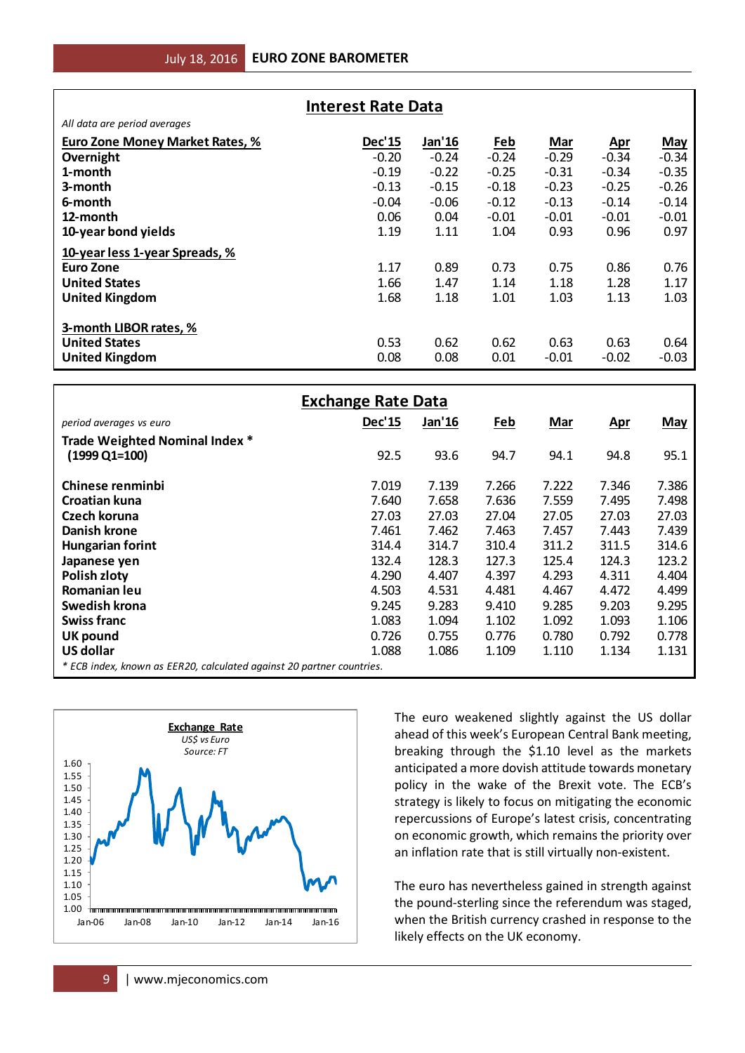## Interest Rate Data

*All data are period averages*

| Euro Zone Money Market Rates, % | Dec'15 | Jan'16 | Feb | Mar | Apr | May |
|---|---|---|---|---|---|---|
| **Overnight** | -0.20 | -0.24 | -0.24 | -0.29 | -0.34 | -0.34 |
| **1-month** | -0.19 | -0.22 | -0.25 | -0.31 | -0.34 | -0.35 |
| **3-month** | -0.13 | -0.15 | -0.18 | -0.23 | -0.25 | -0.26 |
| **6-month** | -0.04 | -0.06 | -0.12 | -0.13 | -0.14 | -0.14 |
| **12-month** | 0.06 | 0.04 | -0.01 | -0.01 | -0.01 | -0.01 |
| **10-year bond yields** | 1.19 | 1.11 | 1.04 | 0.93 | 0.96 | 0.97 |
| **10-year less 1-year Spreads, %** | | | | | | |
| **Euro Zone** | 1.17 | 0.89 | 0.73 | 0.75 | 0.86 | 0.76 |
| **United States** | 1.66 | 1.47 | 1.14 | 1.18 | 1.28 | 1.17 |
| **United Kingdom** | 1.68 | 1.18 | 1.01 | 1.03 | 1.13 | 1.03 |
| **3-month LIBOR rates, %** | | | | | | |
| **United States** | 0.53 | 0.62 | 0.62 | 0.63 | 0.63 | 0.64 |
| **United Kingdom** | 0.08 | 0.08 | 0.01 | -0.01 | -0.02 | -0.03 |

## Exchange Rate Data

| *period averages vs euro* | Dec'15 | Jan'16 | Feb | Mar | Apr | May |
|---|---|---|---|---|---|---|
| **Trade Weighted Nominal Index * (1999 Q1=100)** | 92.5 | 93.6 | 94.7 | 94.1 | 94.8 | 95.1 |
| **Chinese renminbi** | 7.019 | 7.139 | 7.266 | 7.222 | 7.346 | 7.386 |
| **Croatian kuna** | 7.640 | 7.658 | 7.636 | 7.559 | 7.495 | 7.498 |
| **Czech koruna** | 27.03 | 27.03 | 27.04 | 27.05 | 27.03 | 27.03 |
| **Danish krone** | 7.461 | 7.462 | 7.463 | 7.457 | 7.443 | 7.439 |
| **Hungarian forint** | 314.4 | 314.7 | 310.4 | 311.2 | 311.5 | 314.6 |
| **Japanese yen** | 132.4 | 128.3 | 127.3 | 125.4 | 124.3 | 123.2 |
| **Polish zloty** | 4.290 | 4.407 | 4.397 | 4.293 | 4.311 | 4.404 |
| **Romanian leu** | 4.503 | 4.531 | 4.481 | 4.467 | 4.472 | 4.499 |
| **Swedish krona** | 9.245 | 9.283 | 9.410 | 9.285 | 9.203 | 9.295 |
| **Swiss franc** | 1.083 | 1.094 | 1.102 | 1.092 | 1.093 | 1.106 |
| **UK pound** | 0.726 | 0.755 | 0.776 | 0.780 | 0.792 | 0.778 |
| **US dollar** | 1.088 | 1.086 | 1.109 | 1.110 | 1.134 | 1.131 |

*\* ECB index, known as EER20, calculated against 20 partner countries.*

**Exchange Rate**
*US$ vs Euro*
*Source: FT*

The euro weakened slightly against the US dollar ahead of this week's European Central Bank meeting, breaking through the $1.10 level as the markets anticipated a more dovish attitude towards monetary policy in the wake of the Brexit vote. The ECB's strategy is likely to focus on mitigating the economic repercussions of Europe's latest crisis, concentrating on economic growth, which remains the priority over an inflation rate that is still virtually non-existent.

The euro has nevertheless gained in strength against the pound-sterling since the referendum was staged, when the British currency crashed in response to the likely effects on the UK economy.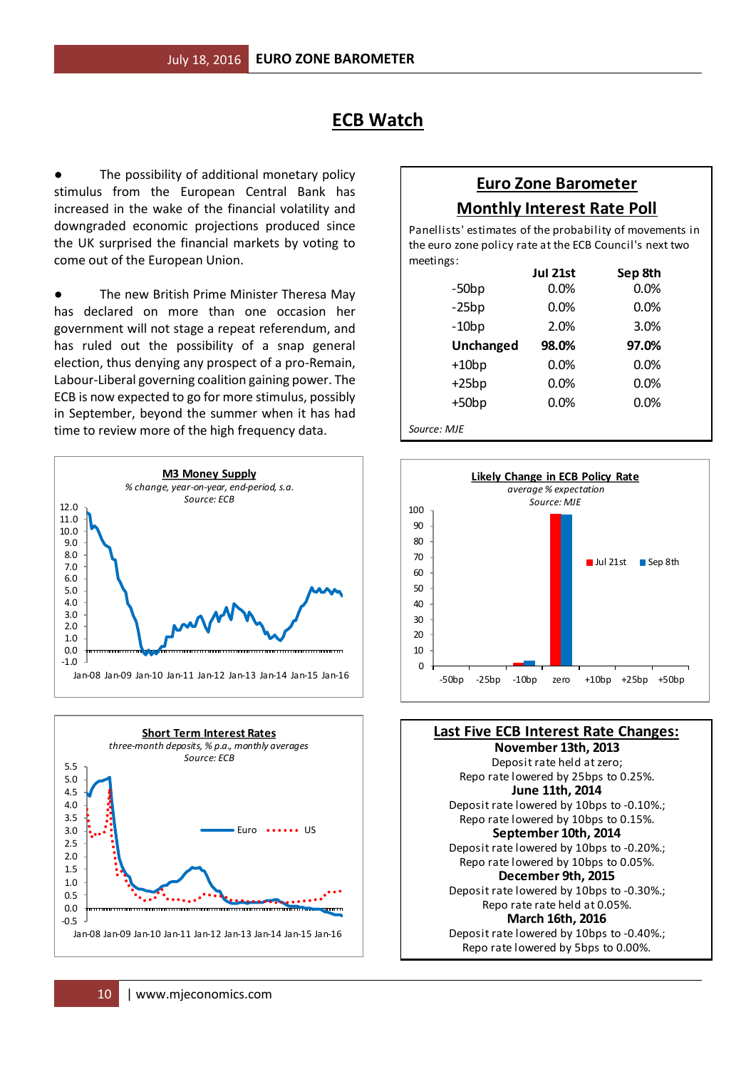# ECB Watch

- The possibility of additional monetary policy stimulus from the European Central Bank has increased in the wake of the financial volatility and downgraded economic projections produced since the UK surprised the financial markets by voting to come out of the European Union.

- The new British Prime Minister Theresa May has declared on more than one occasion her government will not stage a repeat referendum, and has ruled out the possibility of a snap general election, thus denying any prospect of a pro-Remain, Labour-Liberal governing coalition gaining power. The ECB is now expected to go for more stimulus, possibly in September, beyond the summer when it has had time to review more of the high frequency data.

## Euro Zone Barometer
## Monthly Interest Rate Poll

Panellists' estimates of the probability of movements in the euro zone policy rate at the ECB Council's next two meetings:

| | Jul 21st | Sep 8th |
|---|---|---|
| -50bp | 0.0% | 0.0% |
| -25bp | 0.0% | 0.0% |
| -10bp | 2.0% | 3.0% |
| **Unchanged** | **98.0%** | **97.0%** |
| +10bp | 0.0% | 0.0% |
| +25bp | 0.0% | 0.0% |
| +50bp | 0.0% | 0.0% |

*Source: MJE*

**M3 Money Supply**
*% change, year-on-year, end-period, s.a.*
*Source: ECB*

**Likely Change in ECB Policy Rate**
*average % expectation*
*Source: MJE*

**Short Term Interest Rates**
*three-month deposits, % p.a., monthly averages*
*Source: ECB*

## Last Five ECB Interest Rate Changes:

**November 13th, 2013**
Deposit rate held at zero;
Repo rate lowered by 25bps to 0.25%.

**June 11th, 2014**
Deposit rate lowered by 10bps to -0.10%.;
Repo rate lowered by 10bps to 0.15%.

**September 10th, 2014**
Deposit rate lowered by 10bps to -0.20%.;
Repo rate lowered by 10bps to 0.05%.

**December 9th, 2015**
Deposit rate lowered by 10bps to -0.30%.;
Repo rate held at 0.05%.

**March 16th, 2016**
Deposit rate lowered by 10bps to -0.40%.;
Repo rate lowered by 5bps to 0.00%.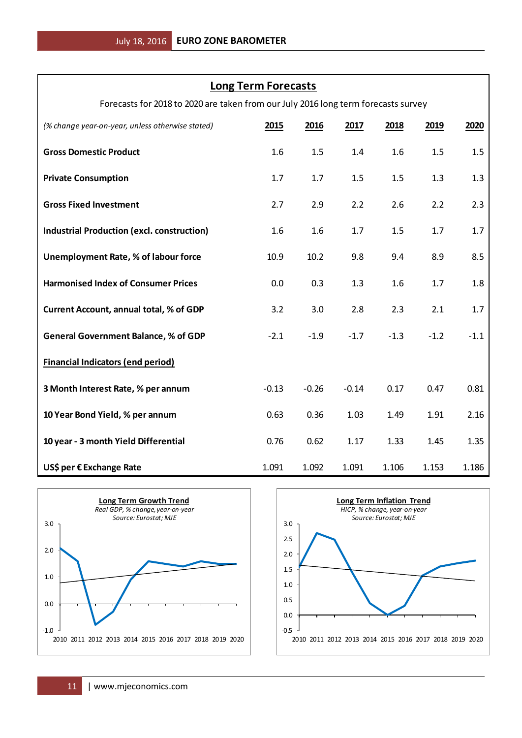## Long Term Forecasts

Forecasts for 2018 to 2020 are taken from our July 2016 long term forecasts survey

| *(% change year-on-year, unless otherwise stated)* | **2015** | **2016** | **2017** | **2018** | **2019** | **2020** |
|---|---|---|---|---|---|---|
| **Gross Domestic Product** | 1.6 | 1.5 | 1.4 | 1.6 | 1.5 | 1.5 |
| **Private Consumption** | 1.7 | 1.7 | 1.5 | 1.5 | 1.3 | 1.3 |
| **Gross Fixed Investment** | 2.7 | 2.9 | 2.2 | 2.6 | 2.2 | 2.3 |
| **Industrial Production (excl. construction)** | 1.6 | 1.6 | 1.7 | 1.5 | 1.7 | 1.7 |
| **Unemployment Rate, % of labour force** | 10.9 | 10.2 | 9.8 | 9.4 | 8.9 | 8.5 |
| **Harmonised Index of Consumer Prices** | 0.0 | 0.3 | 1.3 | 1.6 | 1.7 | 1.8 |
| **Current Account, annual total, % of GDP** | 3.2 | 3.0 | 2.8 | 2.3 | 2.1 | 1.7 |
| **General Government Balance, % of GDP** | -2.1 | -1.9 | -1.7 | -1.3 | -1.2 | -1.1 |
| **Financial Indicators (end period)** | | | | | | |
| **3 Month Interest Rate, % per annum** | -0.13 | -0.26 | -0.14 | 0.17 | 0.47 | 0.81 |
| **10 Year Bond Yield, % per annum** | 0.63 | 0.36 | 1.03 | 1.49 | 1.91 | 2.16 |
| **10 year - 3 month Yield Differential** | 0.76 | 0.62 | 1.17 | 1.33 | 1.45 | 1.35 |
| **US$ per € Exchange Rate** | 1.091 | 1.092 | 1.091 | 1.106 | 1.153 | 1.186 |

**Long Term Growth Trend**
*Real GDP, % change, year-on-year*
*Source: Eurostat; MJE*

**Long Term Inflation Trend**
*HICP, % change, year-on-year*
*Source: Eurostat; MJE*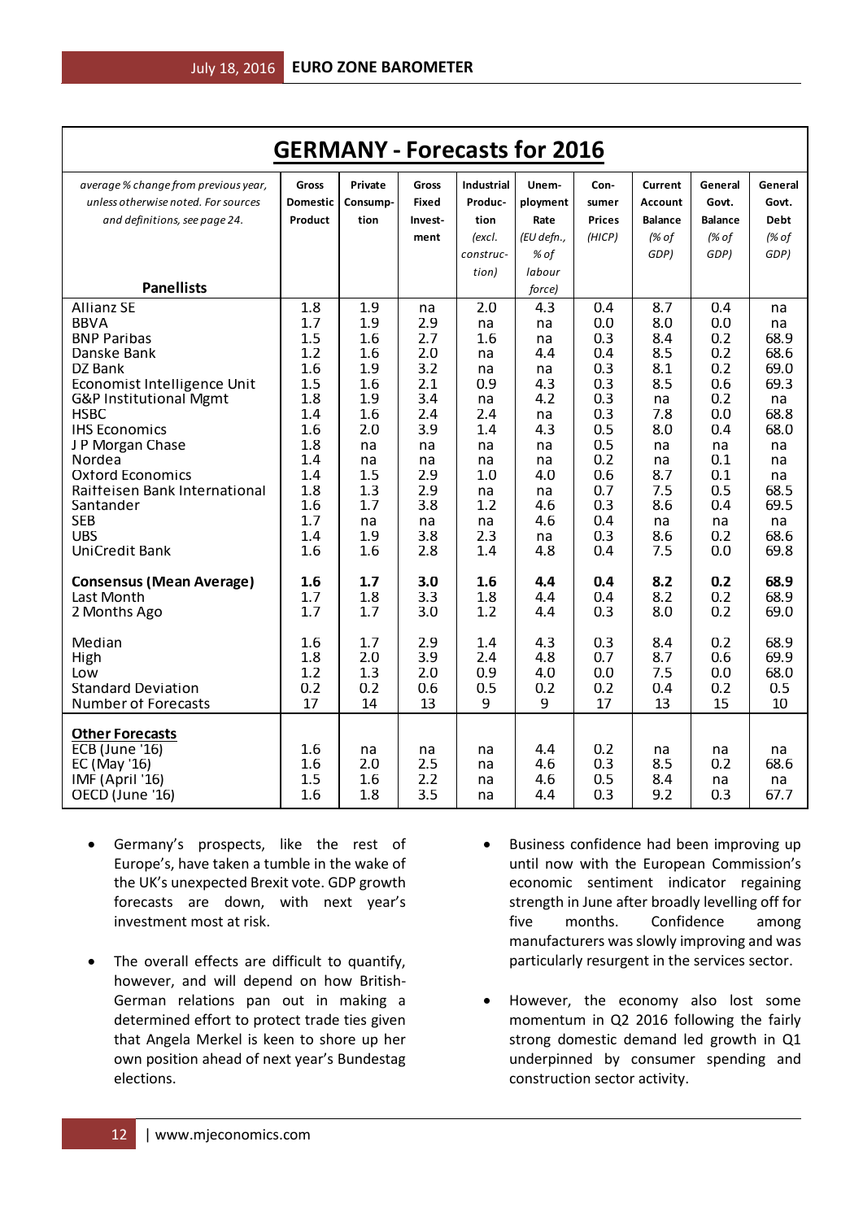# GERMANY - Forecasts for 2016

| *average % change from previous year, unless otherwise noted. For sources and definitions, see page 24.* **Panellists** | Gross Domestic Product | Private Consumption | Gross Fixed Investment | Industrial Production (excl. construction) | Unemployment Rate (EU defn., % of labour force) | Consumer Prices (HICP) | Current Account Balance (% of GDP) | General Govt. Balance (% of GDP) | General Govt. Debt (% of GDP) |
|---|---|---|---|---|---|---|---|---|---|
| Allianz SE | 1.8 | 1.9 | na | 2.0 | 4.3 | 0.4 | 8.7 | 0.4 | na |
| BBVA | 1.7 | 1.9 | 2.9 | na | na | 0.0 | 8.0 | 0.0 | na |
| BNP Paribas | 1.5 | 1.6 | 2.7 | 1.6 | na | 0.3 | 8.4 | 0.2 | 68.9 |
| Danske Bank | 1.2 | 1.6 | 2.0 | na | 4.4 | 0.4 | 8.5 | 0.2 | 68.6 |
| DZ Bank | 1.6 | 1.9 | 3.2 | na | na | 0.3 | 8.1 | 0.2 | 69.0 |
| Economist Intelligence Unit | 1.5 | 1.6 | 2.1 | 0.9 | 4.3 | 0.3 | 8.5 | 0.6 | 69.3 |
| G&P Institutional Mgmt | 1.8 | 1.9 | 3.4 | na | 4.2 | 0.3 | na | 0.2 | na |
| HSBC | 1.4 | 1.6 | 2.4 | 2.4 | na | 0.3 | 7.8 | 0.0 | 68.8 |
| IHS Economics | 1.6 | 2.0 | 3.9 | 1.4 | 4.3 | 0.5 | 8.0 | 0.4 | 68.0 |
| J P Morgan Chase | 1.8 | na | na | na | na | 0.5 | na | na | na |
| Nordea | 1.4 | na | na | na | na | 0.2 | na | 0.1 | na |
| Oxford Economics | 1.4 | 1.5 | 2.9 | 1.0 | 4.0 | 0.6 | 8.7 | 0.1 | na |
| Raiffeisen Bank International | 1.8 | 1.3 | 2.9 | na | na | 0.7 | 7.5 | 0.5 | 68.5 |
| Santander | 1.6 | 1.7 | 3.8 | 1.2 | 4.6 | 0.3 | 8.6 | 0.4 | 69.5 |
| SEB | 1.7 | na | na | na | 4.6 | 0.4 | na | na | na |
| UBS | 1.4 | 1.9 | 3.8 | 2.3 | na | 0.3 | 8.6 | 0.2 | 68.6 |
| UniCredit Bank | 1.6 | 1.6 | 2.8 | 1.4 | 4.8 | 0.4 | 7.5 | 0.0 | 69.8 |
| **Consensus (Mean Average)** | **1.6** | **1.7** | **3.0** | **1.6** | **4.4** | **0.4** | **8.2** | **0.2** | **68.9** |
| Last Month | 1.7 | 1.8 | 3.3 | 1.8 | 4.4 | 0.4 | 8.2 | 0.2 | 68.9 |
| 2 Months Ago | 1.7 | 1.7 | 3.0 | 1.2 | 4.4 | 0.3 | 8.0 | 0.2 | 69.0 |
| Median | 1.6 | 1.7 | 2.9 | 1.4 | 4.3 | 0.3 | 8.4 | 0.2 | 68.9 |
| High | 1.8 | 2.0 | 3.9 | 2.4 | 4.8 | 0.7 | 8.7 | 0.6 | 69.9 |
| Low | 1.2 | 1.3 | 2.0 | 0.9 | 4.0 | 0.0 | 7.5 | 0.0 | 68.0 |
| Standard Deviation | 0.2 | 0.2 | 0.6 | 0.5 | 0.2 | 0.2 | 0.4 | 0.2 | 0.5 |
| Number of Forecasts | 17 | 14 | 13 | 9 | 9 | 17 | 13 | 15 | 10 |
| **Other Forecasts** | | | | | | | | | |
| ECB (June '16) | 1.6 | na | na | na | 4.4 | 0.2 | na | na | na |
| EC (May '16) | 1.6 | 2.0 | 2.5 | na | 4.6 | 0.3 | 8.5 | 0.2 | 68.6 |
| IMF (April '16) | 1.5 | 1.6 | 2.2 | na | 4.6 | 0.5 | 8.4 | na | na |
| OECD (June '16) | 1.6 | 1.8 | 3.5 | na | 4.4 | 0.3 | 9.2 | 0.3 | 67.7 |

- Germany's prospects, like the rest of Europe's, have taken a tumble in the wake of the UK's unexpected Brexit vote. GDP growth forecasts are down, with next year's investment most at risk.

- The overall effects are difficult to quantify, however, and will depend on how British-German relations pan out in making a determined effort to protect trade ties given that Angela Merkel is keen to shore up her own position ahead of next year's Bundestag elections.

- Business confidence had been improving up until now with the European Commission's economic sentiment indicator regaining strength in June after broadly levelling off for five months. Confidence among manufacturers was slowly improving and was particularly resurgent in the services sector.

- However, the economy also lost some momentum in Q2 2016 following the fairly strong domestic demand led growth in Q1 underpinned by consumer spending and construction sector activity.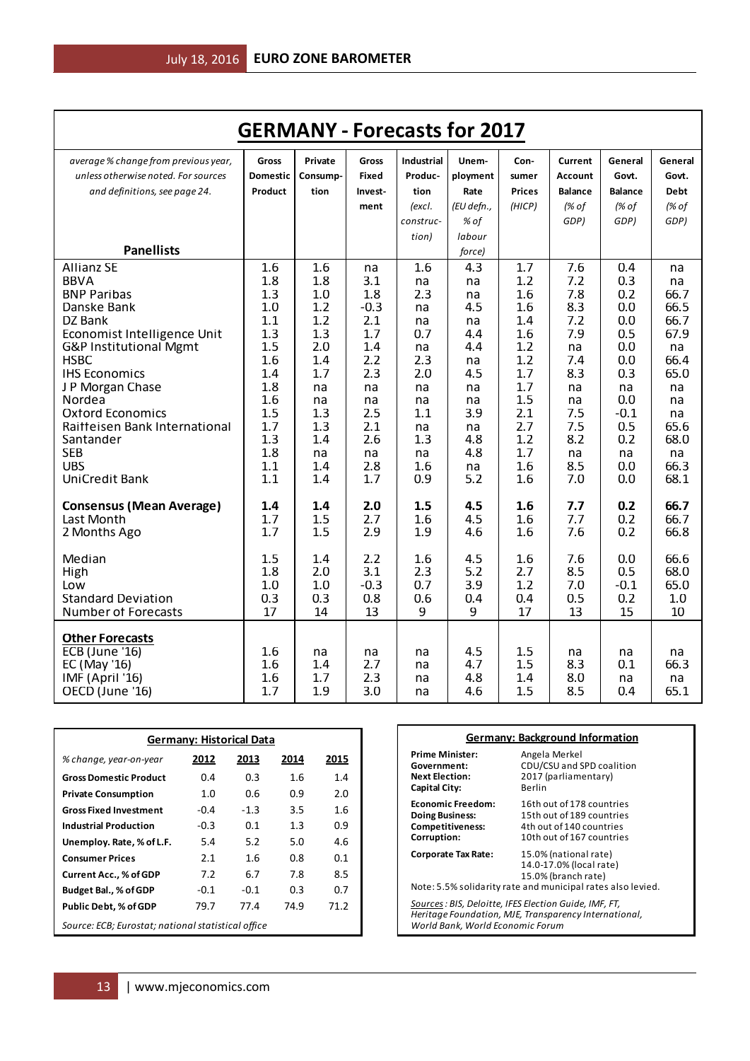# GERMANY - Forecasts for 2017

| *average % change from previous year, unless otherwise noted. For sources and definitions, see page 24.* **Panellists** | Gross Domestic Product | Private Consump-tion | Gross Fixed Invest-ment | Industrial Produc-tion *(excl. construc-tion)* | Unem-ployment Rate *(EU defn., % of labour force)* | Con-sumer Prices *(HICP)* | Current Account Balance *(% of GDP)* | General Govt. Balance *(% of GDP)* | General Govt. Debt *(% of GDP)* |
|---|---|---|---|---|---|---|---|---|---|
| Allianz SE | 1.6 | 1.6 | na | 1.6 | 4.3 | 1.7 | 7.6 | 0.4 | na |
| BBVA | 1.8 | 1.8 | 3.1 | na | na | 1.2 | 7.2 | 0.3 | na |
| BNP Paribas | 1.3 | 1.0 | 1.8 | 2.3 | na | 1.6 | 7.8 | 0.2 | 66.7 |
| Danske Bank | 1.0 | 1.2 | -0.3 | na | 4.5 | 1.6 | 8.3 | 0.0 | 66.5 |
| DZ Bank | 1.1 | 1.2 | 2.1 | na | na | 1.4 | 7.2 | 0.0 | 66.7 |
| Economist Intelligence Unit | 1.3 | 1.3 | 1.7 | 0.7 | 4.4 | 1.6 | 7.9 | 0.5 | 67.9 |
| G&P Institutional Mgmt | 1.5 | 2.0 | 1.4 | na | 4.4 | 1.2 | na | 0.0 | na |
| HSBC | 1.6 | 1.4 | 2.2 | 2.3 | na | 1.2 | 7.4 | 0.0 | 66.4 |
| IHS Economics | 1.4 | 1.7 | 2.3 | 2.0 | 4.5 | 1.7 | 8.3 | 0.3 | 65.0 |
| J P Morgan Chase | 1.8 | na | na | na | na | 1.7 | na | na | na |
| Nordea | 1.6 | na | na | na | na | 1.5 | na | 0.0 | na |
| Oxford Economics | 1.5 | 1.3 | 2.5 | 1.1 | 3.9 | 2.1 | 7.5 | -0.1 | na |
| Raiffeisen Bank International | 1.7 | 1.3 | 2.1 | na | na | 2.7 | 7.5 | 0.5 | 65.6 |
| Santander | 1.3 | 1.4 | 2.6 | 1.3 | 4.8 | 1.2 | 8.2 | 0.2 | 68.0 |
| SEB | 1.8 | na | na | na | 4.8 | 1.7 | na | na | na |
| UBS | 1.1 | 1.4 | 2.8 | 1.6 | na | 1.6 | 8.5 | 0.0 | 66.3 |
| UniCredit Bank | 1.1 | 1.4 | 1.7 | 0.9 | 5.2 | 1.6 | 7.0 | 0.0 | 68.1 |
| **Consensus (Mean Average)** | **1.4** | **1.4** | **2.0** | **1.5** | **4.5** | **1.6** | **7.7** | **0.2** | **66.7** |
| Last Month | 1.7 | 1.5 | 2.7 | 1.6 | 4.5 | 1.6 | 7.7 | 0.2 | 66.7 |
| 2 Months Ago | 1.7 | 1.5 | 2.9 | 1.9 | 4.6 | 1.6 | 7.6 | 0.2 | 66.8 |
| Median | 1.5 | 1.4 | 2.2 | 1.6 | 4.5 | 1.6 | 7.6 | 0.0 | 66.6 |
| High | 1.8 | 2.0 | 3.1 | 2.3 | 5.2 | 2.7 | 8.5 | 0.5 | 68.0 |
| Low | 1.0 | 1.0 | -0.3 | 0.7 | 3.9 | 1.2 | 7.0 | -0.1 | 65.0 |
| Standard Deviation | 0.3 | 0.3 | 0.8 | 0.6 | 0.4 | 0.4 | 0.5 | 0.2 | 1.0 |
| Number of Forecasts | 17 | 14 | 13 | 9 | 9 | 17 | 13 | 15 | 10 |
| **Other Forecasts** | | | | | | | | | |
| ECB (June '16) | 1.6 | na | na | na | 4.5 | 1.5 | na | na | na |
| EC (May '16) | 1.6 | 1.4 | 2.7 | na | 4.7 | 1.5 | 8.3 | 0.1 | 66.3 |
| IMF (April '16) | 1.6 | 1.7 | 2.3 | na | 4.8 | 1.4 | 8.0 | na | na |
| OECD (June '16) | 1.7 | 1.9 | 3.0 | na | 4.6 | 1.5 | 8.5 | 0.4 | 65.1 |

## Germany: Historical Data

| *% change, year-on-year* | 2012 | 2013 | 2014 | 2015 |
|---|---|---|---|---|
| **Gross Domestic Product** | 0.4 | 0.3 | 1.6 | 1.4 |
| **Private Consumption** | 1.0 | 0.6 | 0.9 | 2.0 |
| **Gross Fixed Investment** | -0.4 | -1.3 | 3.5 | 1.6 |
| **Industrial Production** | -0.3 | 0.1 | 1.3 | 0.9 |
| **Unemploy. Rate, % of L.F.** | 5.4 | 5.2 | 5.0 | 4.6 |
| **Consumer Prices** | 2.1 | 1.6 | 0.8 | 0.1 |
| **Current Acc., % of GDP** | 7.2 | 6.7 | 7.8 | 8.5 |
| **Budget Bal., % of GDP** | -0.1 | -0.1 | 0.3 | 0.7 |
| **Public Debt, % of GDP** | 79.7 | 77.4 | 74.9 | 71.2 |

*Source: ECB; Eurostat; national statistical office*

## Germany: Background Information

| | |
|---|---|
| **Prime Minister:** | Angela Merkel |
| **Government:** | CDU/CSU and SPD coalition |
| **Next Election:** | 2017 (parliamentary) |
| **Capital City:** | Berlin |
| **Economic Freedom:** | 16th out of 178 countries |
| **Doing Business:** | 15th out of 189 countries |
| **Competitiveness:** | 4th out of 140 countries |
| **Corruption:** | 10th out of 167 countries |
| **Corporate Tax Rate:** | 15.0% (national rate)<br>14.0-17.0% (local rate)<br>15.0% (branch rate) |

Note: 5.5% solidarity rate and municipal rates also levied.

*Sources: BIS, Deloitte, IFES Election Guide, IMF, FT, Heritage Foundation, MJE, Transparency International, World Bank, World Economic Forum*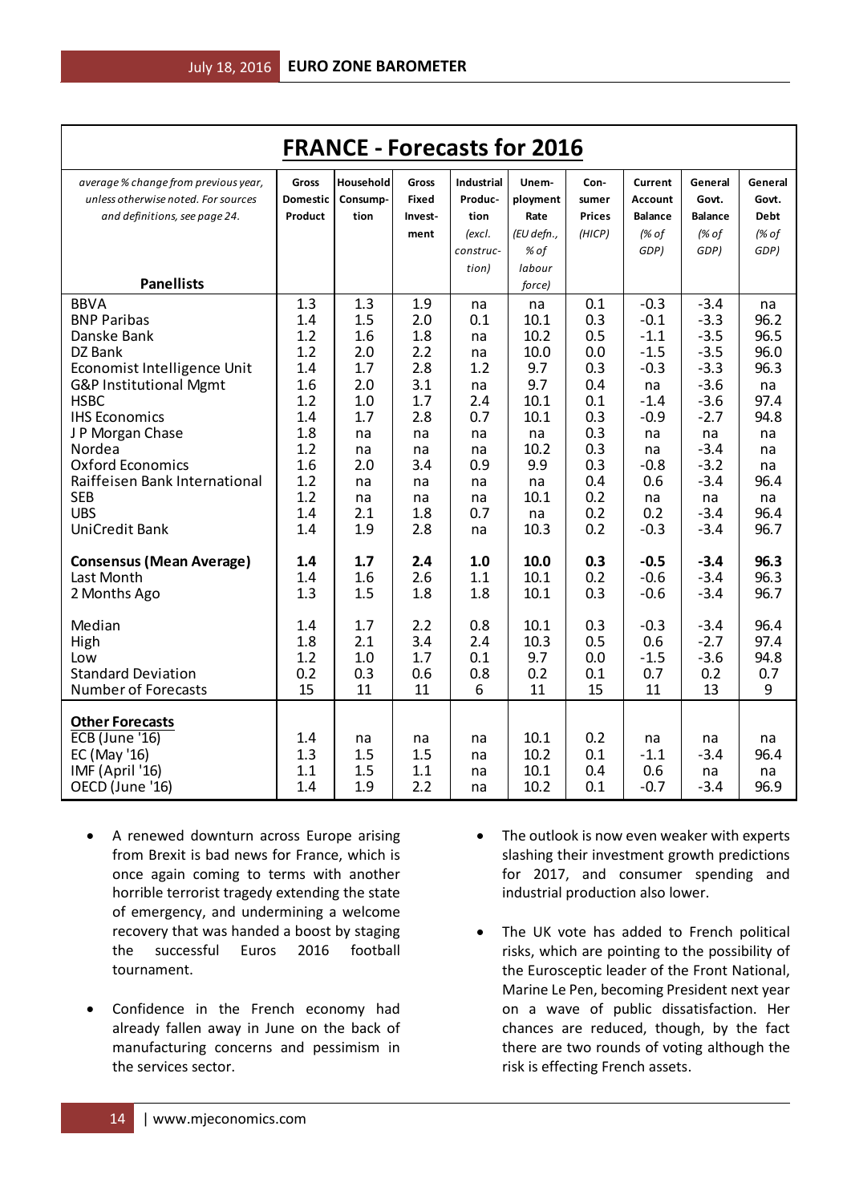## FRANCE - Forecasts for 2016

| *average % change from previous year, unless otherwise noted. For sources and definitions, see page 24.* **Panellists** | Gross Domestic Product | Household Consumption | Gross Fixed Investment | Industrial Production *(excl. construction)* | Unemployment Rate *(EU defn., % of labour force)* | Consumer Prices *(HICP)* | Current Account Balance *(% of GDP)* | General Govt. Balance *(% of GDP)* | General Govt. Debt *(% of GDP)* |
|---|---|---|---|---|---|---|---|---|---|
| BBVA | 1.3 | 1.3 | 1.9 | na | na | 0.1 | -0.3 | -3.4 | na |
| BNP Paribas | 1.4 | 1.5 | 2.0 | 0.1 | 10.1 | 0.3 | -0.1 | -3.3 | 96.2 |
| Danske Bank | 1.2 | 1.6 | 1.8 | na | 10.2 | 0.5 | -1.1 | -3.5 | 96.5 |
| DZ Bank | 1.2 | 2.0 | 2.2 | na | 10.0 | 0.0 | -1.5 | -3.5 | 96.0 |
| Economist Intelligence Unit | 1.4 | 1.7 | 2.8 | 1.2 | 9.7 | 0.3 | -0.3 | -3.3 | 96.3 |
| G&P Institutional Mgmt | 1.6 | 2.0 | 3.1 | na | 9.7 | 0.4 | na | -3.6 | na |
| HSBC | 1.2 | 1.0 | 1.7 | 2.4 | 10.1 | 0.1 | -1.4 | -3.6 | 97.4 |
| IHS Economics | 1.4 | 1.7 | 2.8 | 0.7 | 10.1 | 0.3 | -0.9 | -2.7 | 94.8 |
| J P Morgan Chase | 1.8 | na | na | na | na | 0.3 | na | na | na |
| Nordea | 1.2 | na | na | na | 10.2 | 0.3 | na | -3.4 | na |
| Oxford Economics | 1.6 | 2.0 | 3.4 | 0.9 | 9.9 | 0.3 | -0.8 | -3.2 | na |
| Raiffeisen Bank International | 1.2 | na | na | na | na | 0.4 | 0.6 | -3.4 | 96.4 |
| SEB | 1.2 | na | na | na | 10.1 | 0.2 | na | na | na |
| UBS | 1.4 | 2.1 | 1.8 | 0.7 | na | 0.2 | 0.2 | -3.4 | 96.4 |
| UniCredit Bank | 1.4 | 1.9 | 2.8 | na | 10.3 | 0.2 | -0.3 | -3.4 | 96.7 |
| **Consensus (Mean Average)** | **1.4** | **1.7** | **2.4** | **1.0** | **10.0** | **0.3** | **-0.5** | **-3.4** | **96.3** |
| Last Month | 1.4 | 1.6 | 2.6 | 1.1 | 10.1 | 0.2 | -0.6 | -3.4 | 96.3 |
| 2 Months Ago | 1.3 | 1.5 | 1.8 | 1.8 | 10.1 | 0.3 | -0.6 | -3.4 | 96.7 |
| Median | 1.4 | 1.7 | 2.2 | 0.8 | 10.1 | 0.3 | -0.3 | -3.4 | 96.4 |
| High | 1.8 | 2.1 | 3.4 | 2.4 | 10.3 | 0.5 | 0.6 | -2.7 | 97.4 |
| Low | 1.2 | 1.0 | 1.7 | 0.1 | 9.7 | 0.0 | -1.5 | -3.6 | 94.8 |
| Standard Deviation | 0.2 | 0.3 | 0.6 | 0.8 | 0.2 | 0.1 | 0.7 | 0.2 | 0.7 |
| Number of Forecasts | 15 | 11 | 11 | 6 | 11 | 15 | 11 | 13 | 9 |
| **Other Forecasts** | | | | | | | | | |
| ECB (June '16) | 1.4 | na | na | na | 10.1 | 0.2 | na | na | na |
| EC (May '16) | 1.3 | 1.5 | 1.5 | na | 10.2 | 0.1 | -1.1 | -3.4 | 96.4 |
| IMF (April '16) | 1.1 | 1.5 | 1.1 | na | 10.1 | 0.4 | 0.6 | na | na |
| OECD (June '16) | 1.4 | 1.9 | 2.2 | na | 10.2 | 0.1 | -0.7 | -3.4 | 96.9 |

- A renewed downturn across Europe arising from Brexit is bad news for France, which is once again coming to terms with another horrible terrorist tragedy extending the state of emergency, and undermining a welcome recovery that was handed a boost by staging the successful Euros 2016 football tournament.
- Confidence in the French economy had already fallen away in June on the back of manufacturing concerns and pessimism in the services sector.
- The outlook is now even weaker with experts slashing their investment growth predictions for 2017, and consumer spending and industrial production also lower.
- The UK vote has added to French political risks, which are pointing to the possibility of the Eurosceptic leader of the Front National, Marine Le Pen, becoming President next year on a wave of public dissatisfaction. Her chances are reduced, though, by the fact there are two rounds of voting although the risk is effecting French assets.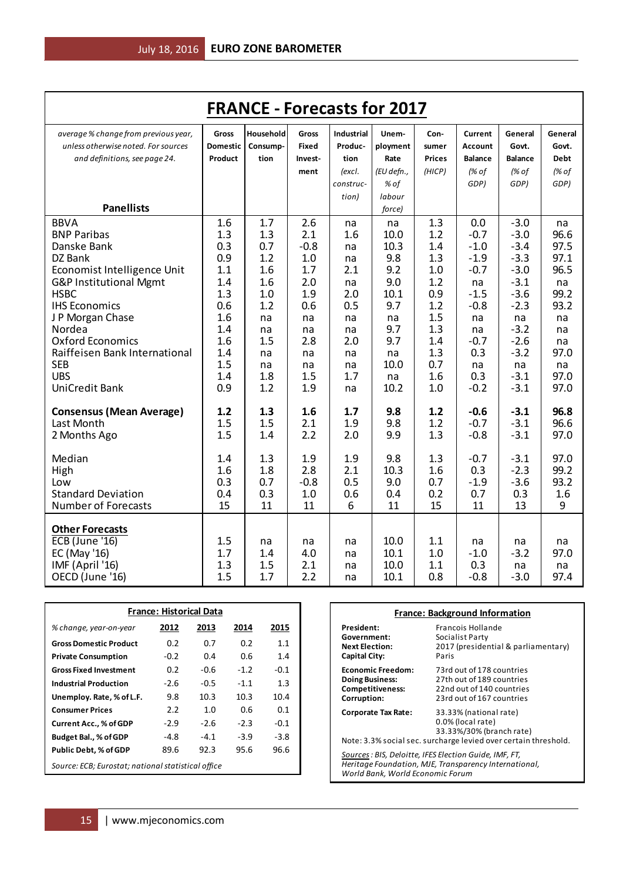# FRANCE - Forecasts for 2017

| *average % change from previous year, unless otherwise noted. For sources and definitions, see page 24.* **Panellists** | Gross Domestic Product | Household Consumption | Gross Fixed Investment | Industrial Production *(excl. construction)* | Unemployment Rate *(EU defn., % of labour force)* | Consumer Prices *(HICP)* | Current Account Balance *(% of GDP)* | General Govt. Balance *(% of GDP)* | General Govt. Debt *(% of GDP)* |
|---|---|---|---|---|---|---|---|---|---|
| BBVA | 1.6 | 1.7 | 2.6 | na | na | 1.3 | 0.0 | -3.0 | na |
| BNP Paribas | 1.3 | 1.3 | 2.1 | 1.6 | 10.0 | 1.2 | -0.7 | -3.0 | 96.6 |
| Danske Bank | 0.3 | 0.7 | -0.8 | na | 10.3 | 1.4 | -1.0 | -3.4 | 97.5 |
| DZ Bank | 0.9 | 1.2 | 1.0 | na | 9.8 | 1.3 | -1.9 | -3.3 | 97.1 |
| Economist Intelligence Unit | 1.1 | 1.6 | 1.7 | 2.1 | 9.2 | 1.0 | -0.7 | -3.0 | 96.5 |
| G&P Institutional Mgmt | 1.4 | 1.6 | 2.0 | na | 9.0 | 1.2 | na | -3.1 | na |
| HSBC | 1.3 | 1.0 | 1.9 | 2.0 | 10.1 | 0.9 | -1.5 | -3.6 | 99.2 |
| IHS Economics | 0.6 | 1.2 | 0.6 | 0.5 | 9.7 | 1.2 | -0.8 | -2.3 | 93.2 |
| J P Morgan Chase | 1.6 | na | na | na | na | 1.5 | na | na | na |
| Nordea | 1.4 | na | na | na | 9.7 | 1.3 | na | -3.2 | na |
| Oxford Economics | 1.6 | 1.5 | 2.8 | 2.0 | 9.7 | 1.4 | -0.7 | -2.6 | na |
| Raiffeisen Bank International | 1.4 | na | na | na | na | 1.3 | 0.3 | -3.2 | 97.0 |
| SEB | 1.5 | na | na | na | 10.0 | 0.7 | na | na | na |
| UBS | 1.4 | 1.8 | 1.5 | 1.7 | na | 1.6 | 0.3 | -3.1 | 97.0 |
| UniCredit Bank | 0.9 | 1.2 | 1.9 | na | 10.2 | 1.0 | -0.2 | -3.1 | 97.0 |
| **Consensus (Mean Average)** | **1.2** | **1.3** | **1.6** | **1.7** | **9.8** | **1.2** | **-0.6** | **-3.1** | **96.8** |
| Last Month | 1.5 | 1.5 | 2.1 | 1.9 | 9.8 | 1.2 | -0.7 | -3.1 | 96.6 |
| 2 Months Ago | 1.5 | 1.4 | 2.2 | 2.0 | 9.9 | 1.3 | -0.8 | -3.1 | 97.0 |
| Median | 1.4 | 1.3 | 1.9 | 1.9 | 9.8 | 1.3 | -0.7 | -3.1 | 97.0 |
| High | 1.6 | 1.8 | 2.8 | 2.1 | 10.3 | 1.6 | 0.3 | -2.3 | 99.2 |
| Low | 0.3 | 0.7 | -0.8 | 0.5 | 9.0 | 0.7 | -1.9 | -3.6 | 93.2 |
| Standard Deviation | 0.4 | 0.3 | 1.0 | 0.6 | 0.4 | 0.2 | 0.7 | 0.3 | 1.6 |
| Number of Forecasts | 15 | 11 | 11 | 6 | 11 | 15 | 11 | 13 | 9 |
| **Other Forecasts** | | | | | | | | | |
| ECB (June '16) | 1.5 | na | na | na | 10.0 | 1.1 | na | na | na |
| EC (May '16) | 1.7 | 1.4 | 4.0 | na | 10.1 | 1.0 | -1.0 | -3.2 | 97.0 |
| IMF (April '16) | 1.3 | 1.5 | 2.1 | na | 10.0 | 1.1 | 0.3 | na | na |
| OECD (June '16) | 1.5 | 1.7 | 2.2 | na | 10.1 | 0.8 | -0.8 | -3.0 | 97.4 |

## France: Historical Data

| *% change, year-on-year* | 2012 | 2013 | 2014 | 2015 |
|---|---|---|---|---|
| **Gross Domestic Product** | 0.2 | 0.7 | 0.2 | 1.1 |
| **Private Consumption** | -0.2 | 0.4 | 0.6 | 1.4 |
| **Gross Fixed Investment** | 0.2 | -0.6 | -1.2 | -0.1 |
| **Industrial Production** | -2.6 | -0.5 | -1.1 | 1.3 |
| **Unemploy. Rate, % of L.F.** | 9.8 | 10.3 | 10.3 | 10.4 |
| **Consumer Prices** | 2.2 | 1.0 | 0.6 | 0.1 |
| **Current Acc., % of GDP** | -2.9 | -2.6 | -2.3 | -0.1 |
| **Budget Bal., % of GDP** | -4.8 | -4.1 | -3.9 | -3.8 |
| **Public Debt, % of GDP** | 89.6 | 92.3 | 95.6 | 96.6 |

*Source: ECB; Eurostat; national statistical office*

## France: Background Information

| | |
|---|---|
| **President:** | Francois Hollande |
| **Government:** | Socialist Party |
| **Next Election:** | 2017 (presidential & parliamentary) |
| **Capital City:** | Paris |
| **Economic Freedom:** | 73rd out of 178 countries |
| **Doing Business:** | 27th out of 189 countries |
| **Competitiveness:** | 22nd out of 140 countries |
| **Corruption:** | 23rd out of 167 countries |
| **Corporate Tax Rate:** | 33.33% (national rate)<br>0.0% (local rate)<br>33.33%/30% (branch rate) |

Note: 3.3% social sec. surcharge levied over certain threshold.

*Sources: BIS, Deloitte, IFES Election Guide, IMF, FT, Heritage Foundation, MJE, Transparency International, World Bank, World Economic Forum*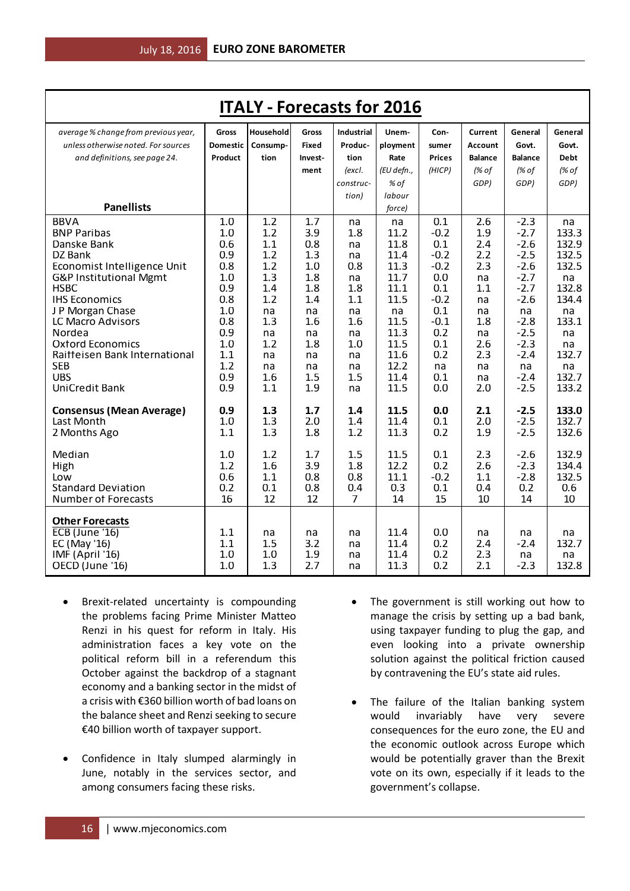## ITALY - Forecasts for 2016

| *average % change from previous year, unless otherwise noted. For sources and definitions, see page 24.* **Panellists** | Gross Domestic Product | Household Consump-tion | Gross Fixed Invest-ment | Industrial Produc-tion *(excl. construc-tion)* | Unem-ployment Rate *(EU defn., % of labour force)* | Con-sumer Prices *(HICP)* | Current Account Balance *(% of GDP)* | General Govt. Balance *(% of GDP)* | General Govt. Debt *(% of GDP)* |
|---|---|---|---|---|---|---|---|---|---|
| BBVA | 1.0 | 1.2 | 1.7 | na | na | 0.1 | 2.6 | -2.3 | na |
| BNP Paribas | 1.0 | 1.2 | 3.9 | 1.8 | 11.2 | -0.2 | 1.9 | -2.7 | 133.3 |
| Danske Bank | 0.6 | 1.1 | 0.8 | na | 11.8 | 0.1 | 2.4 | -2.6 | 132.9 |
| DZ Bank | 0.9 | 1.2 | 1.3 | na | 11.4 | -0.2 | 2.2 | -2.5 | 132.5 |
| Economist Intelligence Unit | 0.8 | 1.2 | 1.0 | 0.8 | 11.3 | -0.2 | 2.3 | -2.6 | 132.5 |
| G&P Institutional Mgmt | 1.0 | 1.3 | 1.8 | na | 11.7 | 0.0 | na | -2.7 | na |
| HSBC | 0.9 | 1.4 | 1.8 | 1.8 | 11.1 | 0.1 | 1.1 | -2.7 | 132.8 |
| IHS Economics | 0.8 | 1.2 | 1.4 | 1.1 | 11.5 | -0.2 | na | -2.6 | 134.4 |
| J P Morgan Chase | 1.0 | na | na | na | na | 0.1 | na | na | na |
| LC Macro Advisors | 0.8 | 1.3 | 1.6 | 1.6 | 11.5 | -0.1 | 1.8 | -2.8 | 133.1 |
| Nordea | 0.9 | na | na | na | 11.3 | 0.2 | na | -2.5 | na |
| Oxford Economics | 1.0 | 1.2 | 1.8 | 1.0 | 11.5 | 0.1 | 2.6 | -2.3 | na |
| Raiffeisen Bank International | 1.1 | na | na | na | 11.6 | 0.2 | 2.3 | -2.4 | 132.7 |
| SEB | 1.2 | na | na | na | 12.2 | na | na | na | na |
| UBS | 0.9 | 1.6 | 1.5 | 1.5 | 11.4 | 0.1 | na | -2.4 | 132.7 |
| UniCredit Bank | 0.9 | 1.1 | 1.9 | na | 11.5 | 0.0 | 2.0 | -2.5 | 133.2 |
| **Consensus (Mean Average)** | **0.9** | **1.3** | **1.7** | **1.4** | **11.5** | **0.0** | **2.1** | **-2.5** | **133.0** |
| Last Month | 1.0 | 1.3 | 2.0 | 1.4 | 11.4 | 0.1 | 2.0 | -2.5 | 132.7 |
| 2 Months Ago | 1.1 | 1.3 | 1.8 | 1.2 | 11.3 | 0.2 | 1.9 | -2.5 | 132.6 |
| Median | 1.0 | 1.2 | 1.7 | 1.5 | 11.5 | 0.1 | 2.3 | -2.6 | 132.9 |
| High | 1.2 | 1.6 | 3.9 | 1.8 | 12.2 | 0.2 | 2.6 | -2.3 | 134.4 |
| Low | 0.6 | 1.1 | 0.8 | 0.8 | 11.1 | -0.2 | 1.1 | -2.8 | 132.5 |
| Standard Deviation | 0.2 | 0.1 | 0.8 | 0.4 | 0.3 | 0.1 | 0.4 | 0.2 | 0.6 |
| Number of Forecasts | 16 | 12 | 12 | 7 | 14 | 15 | 10 | 14 | 10 |
| **Other Forecasts** | | | | | | | | | |
| ECB (June '16) | 1.1 | na | na | na | 11.4 | 0.0 | na | na | na |
| EC (May '16) | 1.1 | 1.5 | 3.2 | na | 11.4 | 0.2 | 2.4 | -2.4 | 132.7 |
| IMF (April '16) | 1.0 | 1.0 | 1.9 | na | 11.4 | 0.2 | 2.3 | na | na |
| OECD (June '16) | 1.0 | 1.3 | 2.7 | na | 11.3 | 0.2 | 2.1 | -2.3 | 132.8 |

- Brexit-related uncertainty is compounding the problems facing Prime Minister Matteo Renzi in his quest for reform in Italy. His administration faces a key vote on the political reform bill in a referendum this October against the backdrop of a stagnant economy and a banking sector in the midst of a crisis with €360 billion worth of bad loans on the balance sheet and Renzi seeking to secure €40 billion worth of taxpayer support.

- Confidence in Italy slumped alarmingly in June, notably in the services sector, and among consumers facing these risks.

- The government is still working out how to manage the crisis by setting up a bad bank, using taxpayer funding to plug the gap, and even looking into a private ownership solution against the political friction caused by contravening the EU's state aid rules.

- The failure of the Italian banking system would invariably have very severe consequences for the euro zone, the EU and the economic outlook across Europe which would be potentially graver than the Brexit vote on its own, especially if it leads to the government's collapse.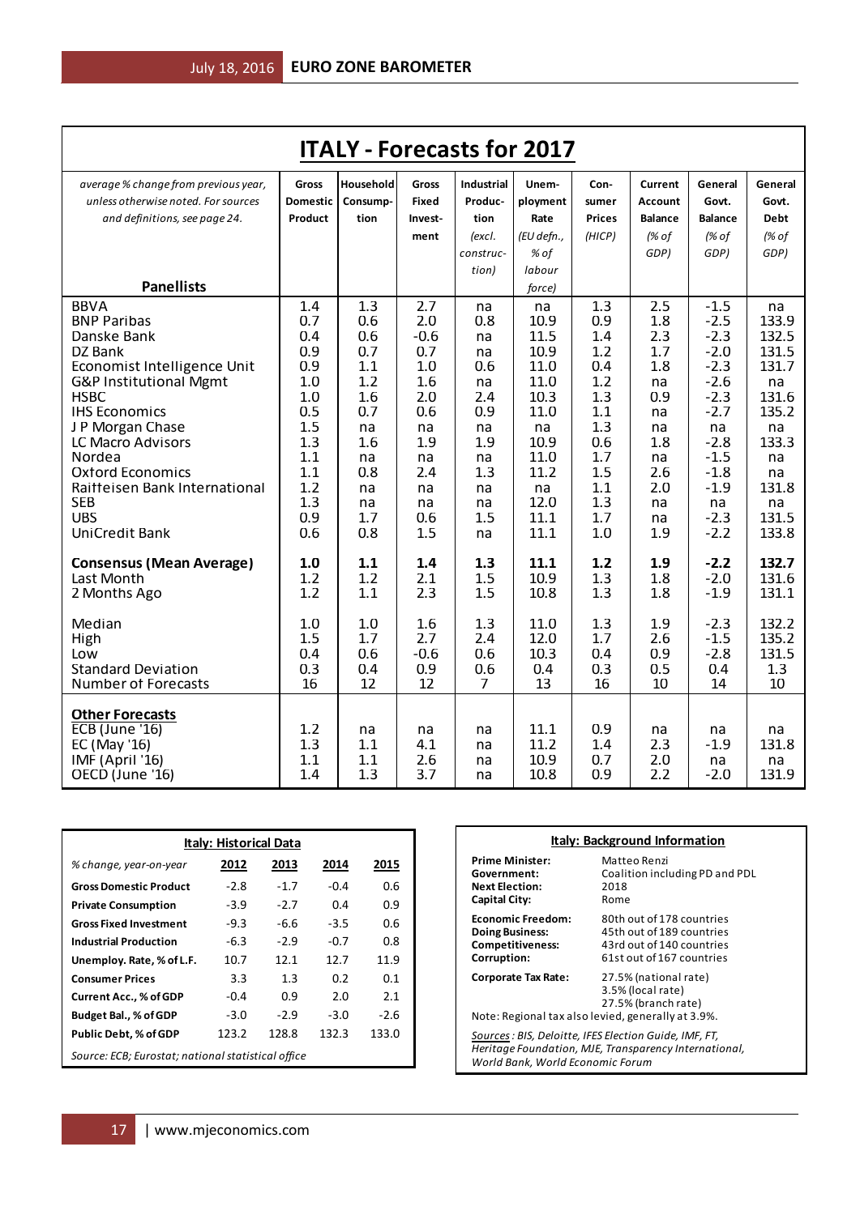# ITALY - Forecasts for 2017

| *average % change from previous year, unless otherwise noted. For sources and definitions, see page 24.* **Panellists** | Gross Domestic Product | Household Consump-tion | Gross Fixed Invest-ment | Industrial Produc-tion (excl. construc-tion) | Unem-ployment Rate (EU defn., % of labour force) | Con-sumer Prices (HICP) | Current Account Balance (% of GDP) | General Govt. Balance (% of GDP) | General Govt. Debt (% of GDP) |
|---|---|---|---|---|---|---|---|---|---|
| BBVA | 1.4 | 1.3 | 2.7 | na | na | 1.3 | 2.5 | -1.5 | na |
| BNP Paribas | 0.7 | 0.6 | 2.0 | 0.8 | 10.9 | 0.9 | 1.8 | -2.5 | 133.9 |
| Danske Bank | 0.4 | 0.6 | -0.6 | na | 11.5 | 1.4 | 2.3 | -2.3 | 132.5 |
| DZ Bank | 0.9 | 0.7 | 0.7 | na | 10.9 | 1.2 | 1.7 | -2.0 | 131.5 |
| Economist Intelligence Unit | 0.9 | 1.1 | 1.0 | 0.6 | 11.0 | 0.4 | 1.8 | -2.3 | 131.7 |
| G&P Institutional Mgmt | 1.0 | 1.2 | 1.6 | na | 11.0 | 1.2 | na | -2.6 | na |
| HSBC | 1.0 | 1.6 | 2.0 | 2.4 | 10.3 | 1.3 | 0.9 | -2.3 | 131.6 |
| IHS Economics | 0.5 | 0.7 | 0.6 | 0.9 | 11.0 | 1.1 | na | -2.7 | 135.2 |
| J P Morgan Chase | 1.5 | na | na | na | na | 1.3 | na | na | na |
| LC Macro Advisors | 1.3 | 1.6 | 1.9 | 1.9 | 10.9 | 0.6 | 1.8 | -2.8 | 133.3 |
| Nordea | 1.1 | na | na | na | 11.0 | 1.7 | na | -1.5 | na |
| Oxford Economics | 1.1 | 0.8 | 2.4 | 1.3 | 11.2 | 1.5 | 2.6 | -1.8 | na |
| Raiffeisen Bank International | 1.2 | na | na | na | na | 1.1 | 2.0 | -1.9 | 131.8 |
| SEB | 1.3 | na | na | na | 12.0 | 1.3 | na | na | na |
| UBS | 0.9 | 1.7 | 0.6 | 1.5 | 11.1 | 1.7 | na | -2.3 | 131.5 |
| UniCredit Bank | 0.6 | 0.8 | 1.5 | na | 11.1 | 1.0 | 1.9 | -2.2 | 133.8 |
| **Consensus (Mean Average)** | **1.0** | **1.1** | **1.4** | **1.3** | **11.1** | **1.2** | **1.9** | **-2.2** | **132.7** |
| Last Month | 1.2 | 1.2 | 2.1 | 1.5 | 10.9 | 1.3 | 1.8 | -2.0 | 131.6 |
| 2 Months Ago | 1.2 | 1.1 | 2.3 | 1.5 | 10.8 | 1.3 | 1.8 | -1.9 | 131.1 |
| Median | 1.0 | 1.0 | 1.6 | 1.3 | 11.0 | 1.3 | 1.9 | -2.3 | 132.2 |
| High | 1.5 | 1.7 | 2.7 | 2.4 | 12.0 | 1.7 | 2.6 | -1.5 | 135.2 |
| Low | 0.4 | 0.6 | -0.6 | 0.6 | 10.3 | 0.4 | 0.9 | -2.8 | 131.5 |
| Standard Deviation | 0.3 | 0.4 | 0.9 | 0.6 | 0.4 | 0.3 | 0.5 | 0.4 | 1.3 |
| Number of Forecasts | 16 | 12 | 12 | 7 | 13 | 16 | 10 | 14 | 10 |
| **Other Forecasts** | | | | | | | | | |
| ECB (June '16) | 1.2 | na | na | na | 11.1 | 0.9 | na | na | na |
| EC (May '16) | 1.3 | 1.1 | 4.1 | na | 11.2 | 1.4 | 2.3 | -1.9 | 131.8 |
| IMF (April '16) | 1.1 | 1.1 | 2.6 | na | 10.9 | 0.7 | 2.0 | na | na |
| OECD (June '16) | 1.4 | 1.3 | 3.7 | na | 10.8 | 0.9 | 2.2 | -2.0 | 131.9 |

## Italy: Historical Data

| *% change, year-on-year* | 2012 | 2013 | 2014 | 2015 |
|---|---|---|---|---|
| **Gross Domestic Product** | -2.8 | -1.7 | -0.4 | 0.6 |
| **Private Consumption** | -3.9 | -2.7 | 0.4 | 0.9 |
| **Gross Fixed Investment** | -9.3 | -6.6 | -3.5 | 0.6 |
| **Industrial Production** | -6.3 | -2.9 | -0.7 | 0.8 |
| **Unemploy. Rate, % of L.F.** | 10.7 | 12.1 | 12.7 | 11.9 |
| **Consumer Prices** | 3.3 | 1.3 | 0.2 | 0.1 |
| **Current Acc., % of GDP** | -0.4 | 0.9 | 2.0 | 2.1 |
| **Budget Bal., % of GDP** | -3.0 | -2.9 | -3.0 | -2.6 |
| **Public Debt, % of GDP** | 123.2 | 128.8 | 132.3 | 133.0 |

*Source: ECB; Eurostat; national statistical office*

## Italy: Background Information

| | |
|---|---|
| **Prime Minister:** | Matteo Renzi |
| **Government:** | Coalition including PD and PDL |
| **Next Election:** | 2018 |
| **Capital City:** | Rome |
| **Economic Freedom:** | 80th out of 178 countries |
| **Doing Business:** | 45th out of 189 countries |
| **Competitiveness:** | 43rd out of 140 countries |
| **Corruption:** | 61st out of 167 countries |
| **Corporate Tax Rate:** | 27.5% (national rate)<br>3.5% (local rate)<br>27.5% (branch rate) |

Note: Regional tax also levied, generally at 3.9%.

*Sources: BIS, Deloitte, IFES Election Guide, IMF, FT, Heritage Foundation, MJE, Transparency International, World Bank, World Economic Forum*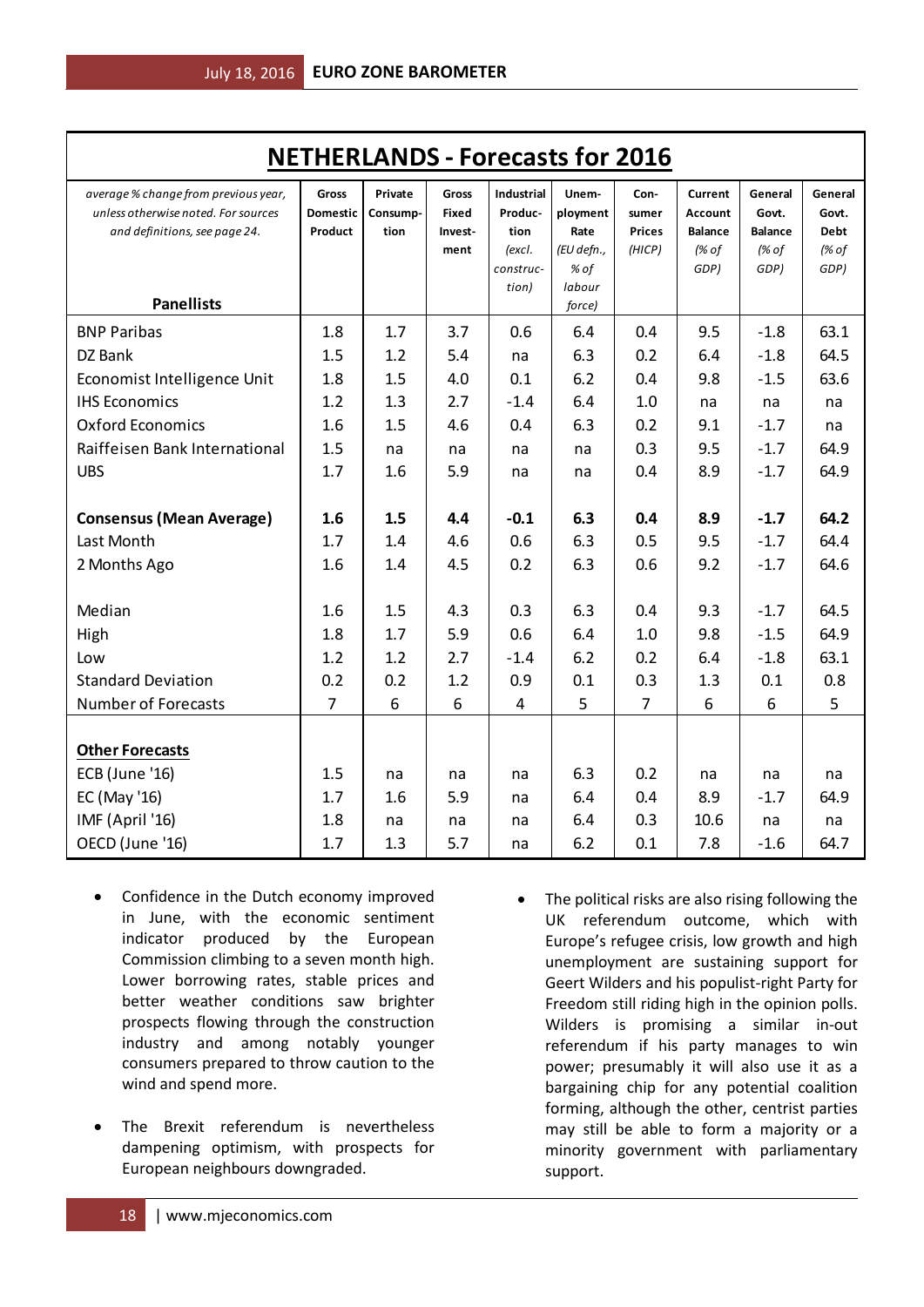# NETHERLANDS - Forecasts for 2016

| *average % change from previous year, unless otherwise noted. For sources and definitions, see page 24.* **Panellists** | Gross Domestic Product | Private Consump-tion | Gross Fixed Invest-ment | Industrial Produc-tion *(excl. construc-tion)* | Unem-ployment Rate *(EU defn., % of labour force)* | Con-sumer Prices *(HICP)* | Current Account Balance *(% of GDP)* | General Govt. Balance *(% of GDP)* | General Govt. Debt *(% of GDP)* |
|---|---|---|---|---|---|---|---|---|---|
| BNP Paribas | 1.8 | 1.7 | 3.7 | 0.6 | 6.4 | 0.4 | 9.5 | -1.8 | 63.1 |
| DZ Bank | 1.5 | 1.2 | 5.4 | na | 6.3 | 0.2 | 6.4 | -1.8 | 64.5 |
| Economist Intelligence Unit | 1.8 | 1.5 | 4.0 | 0.1 | 6.2 | 0.4 | 9.8 | -1.5 | 63.6 |
| IHS Economics | 1.2 | 1.3 | 2.7 | -1.4 | 6.4 | 1.0 | na | na | na |
| Oxford Economics | 1.6 | 1.5 | 4.6 | 0.4 | 6.3 | 0.2 | 9.1 | -1.7 | na |
| Raiffeisen Bank International | 1.5 | na | na | na | na | 0.3 | 9.5 | -1.7 | 64.9 |
| UBS | 1.7 | 1.6 | 5.9 | na | na | 0.4 | 8.9 | -1.7 | 64.9 |
| | | | | | | | | | |
| **Consensus (Mean Average)** | **1.6** | **1.5** | **4.4** | **-0.1** | **6.3** | **0.4** | **8.9** | **-1.7** | **64.2** |
| Last Month | 1.7 | 1.4 | 4.6 | 0.6 | 6.3 | 0.5 | 9.5 | -1.7 | 64.4 |
| 2 Months Ago | 1.6 | 1.4 | 4.5 | 0.2 | 6.3 | 0.6 | 9.2 | -1.7 | 64.6 |
| | | | | | | | | | |
| Median | 1.6 | 1.5 | 4.3 | 0.3 | 6.3 | 0.4 | 9.3 | -1.7 | 64.5 |
| High | 1.8 | 1.7 | 5.9 | 0.6 | 6.4 | 1.0 | 9.8 | -1.5 | 64.9 |
| Low | 1.2 | 1.2 | 2.7 | -1.4 | 6.2 | 0.2 | 6.4 | -1.8 | 63.1 |
| Standard Deviation | 0.2 | 0.2 | 1.2 | 0.9 | 0.1 | 0.3 | 1.3 | 0.1 | 0.8 |
| Number of Forecasts | 7 | 6 | 6 | 4 | 5 | 7 | 6 | 6 | 5 |
| | | | | | | | | | |
| **Other Forecasts** | | | | | | | | | |
| ECB (June '16) | 1.5 | na | na | na | 6.3 | 0.2 | na | na | na |
| EC (May '16) | 1.7 | 1.6 | 5.9 | na | 6.4 | 0.4 | 8.9 | -1.7 | 64.9 |
| IMF (April '16) | 1.8 | na | na | na | 6.4 | 0.3 | 10.6 | na | na |
| OECD (June '16) | 1.7 | 1.3 | 5.7 | na | 6.2 | 0.1 | 7.8 | -1.6 | 64.7 |

- Confidence in the Dutch economy improved in June, with the economic sentiment indicator produced by the European Commission climbing to a seven month high. Lower borrowing rates, stable prices and better weather conditions saw brighter prospects flowing through the construction industry and among notably younger consumers prepared to throw caution to the wind and spend more.

- The Brexit referendum is nevertheless dampening optimism, with prospects for European neighbours downgraded.

- The political risks are also rising following the UK referendum outcome, which with Europe's refugee crisis, low growth and high unemployment are sustaining support for Geert Wilders and his populist-right Party for Freedom still riding high in the opinion polls. Wilders is promising a similar in-out referendum if his party manages to win power; presumably it will also use it as a bargaining chip for any potential coalition forming, although the other, centrist parties may still be able to form a majority or a minority government with parliamentary support.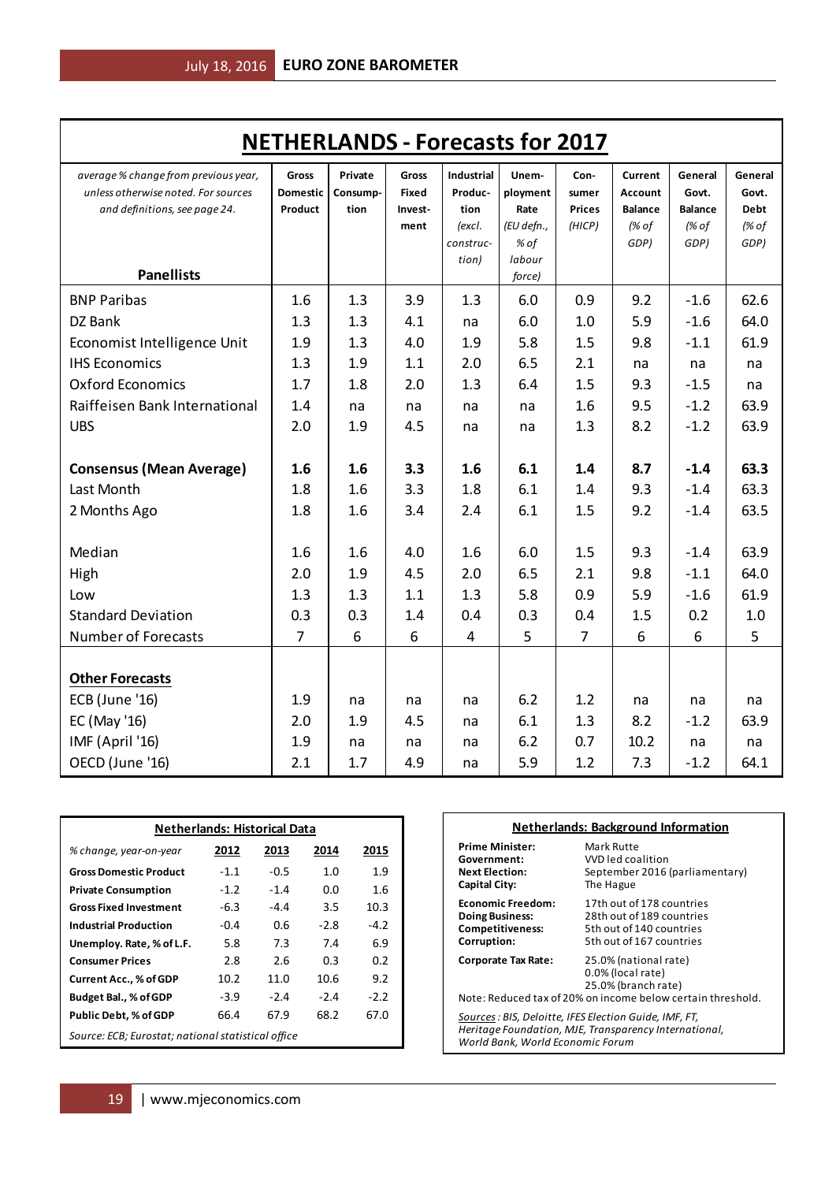# NETHERLANDS - Forecasts for 2017

| *average % change from previous year, unless otherwise noted. For sources and definitions, see page 24.* **Panellists** | Gross Domestic Product | Private Consump-tion | Gross Fixed Invest-ment | Industrial Produc-tion *(excl. construc-tion)* | Unem-ployment Rate *(EU defn., % of labour force)* | Con-sumer Prices *(HICP)* | Current Account Balance *(% of GDP)* | General Govt. Balance *(% of GDP)* | General Govt. Debt *(% of GDP)* |
|---|---|---|---|---|---|---|---|---|---|
| BNP Paribas | 1.6 | 1.3 | 3.9 | 1.3 | 6.0 | 0.9 | 9.2 | -1.6 | 62.6 |
| DZ Bank | 1.3 | 1.3 | 4.1 | na | 6.0 | 1.0 | 5.9 | -1.6 | 64.0 |
| Economist Intelligence Unit | 1.9 | 1.3 | 4.0 | 1.9 | 5.8 | 1.5 | 9.8 | -1.1 | 61.9 |
| IHS Economics | 1.3 | 1.9 | 1.1 | 2.0 | 6.5 | 2.1 | na | na | na |
| Oxford Economics | 1.7 | 1.8 | 2.0 | 1.3 | 6.4 | 1.5 | 9.3 | -1.5 | na |
| Raiffeisen Bank International | 1.4 | na | na | na | na | 1.6 | 9.5 | -1.2 | 63.9 |
| UBS | 2.0 | 1.9 | 4.5 | na | na | 1.3 | 8.2 | -1.2 | 63.9 |
| | | | | | | | | | |
| **Consensus (Mean Average)** | **1.6** | **1.6** | **3.3** | **1.6** | **6.1** | **1.4** | **8.7** | **-1.4** | **63.3** |
| Last Month | 1.8 | 1.6 | 3.3 | 1.8 | 6.1 | 1.4 | 9.3 | -1.4 | 63.3 |
| 2 Months Ago | 1.8 | 1.6 | 3.4 | 2.4 | 6.1 | 1.5 | 9.2 | -1.4 | 63.5 |
| | | | | | | | | | |
| Median | 1.6 | 1.6 | 4.0 | 1.6 | 6.0 | 1.5 | 9.3 | -1.4 | 63.9 |
| High | 2.0 | 1.9 | 4.5 | 2.0 | 6.5 | 2.1 | 9.8 | -1.1 | 64.0 |
| Low | 1.3 | 1.3 | 1.1 | 1.3 | 5.8 | 0.9 | 5.9 | -1.6 | 61.9 |
| Standard Deviation | 0.3 | 0.3 | 1.4 | 0.4 | 0.3 | 0.4 | 1.5 | 0.2 | 1.0 |
| Number of Forecasts | 7 | 6 | 6 | 4 | 5 | 7 | 6 | 6 | 5 |
| | | | | | | | | | |
| **Other Forecasts** | | | | | | | | | |
| ECB (June '16) | 1.9 | na | na | na | 6.2 | 1.2 | na | na | na |
| EC (May '16) | 2.0 | 1.9 | 4.5 | na | 6.1 | 1.3 | 8.2 | -1.2 | 63.9 |
| IMF (April '16) | 1.9 | na | na | na | 6.2 | 0.7 | 10.2 | na | na |
| OECD (June '16) | 2.1 | 1.7 | 4.9 | na | 5.9 | 1.2 | 7.3 | -1.2 | 64.1 |

## Netherlands: Historical Data

| *% change, year-on-year* | 2012 | 2013 | 2014 | 2015 |
|---|---|---|---|---|
| **Gross Domestic Product** | -1.1 | -0.5 | 1.0 | 1.9 |
| **Private Consumption** | -1.2 | -1.4 | 0.0 | 1.6 |
| **Gross Fixed Investment** | -6.3 | -4.4 | 3.5 | 10.3 |
| **Industrial Production** | -0.4 | 0.6 | -2.8 | -4.2 |
| **Unemploy. Rate, % of L.F.** | 5.8 | 7.3 | 7.4 | 6.9 |
| **Consumer Prices** | 2.8 | 2.6 | 0.3 | 0.2 |
| **Current Acc., % of GDP** | 10.2 | 11.0 | 10.6 | 9.2 |
| **Budget Bal., % of GDP** | -3.9 | -2.4 | -2.4 | -2.2 |
| **Public Debt, % of GDP** | 66.4 | 67.9 | 68.2 | 67.0 |

*Source: ECB; Eurostat; national statistical office*

## Netherlands: Background Information

| | |
|---|---|
| **Prime Minister:** | Mark Rutte |
| **Government:** | VVD led coalition |
| **Next Election:** | September 2016 (parliamentary) |
| **Capital City:** | The Hague |
| **Economic Freedom:** | 17th out of 178 countries |
| **Doing Business:** | 28th out of 189 countries |
| **Competitiveness:** | 5th out of 140 countries |
| **Corruption:** | 5th out of 167 countries |
| **Corporate Tax Rate:** | 25.0% (national rate)<br>0.0% (local rate)<br>25.0% (branch rate) |

Note: Reduced tax of 20% on income below certain threshold.

*Sources : BIS, Deloitte, IFES Election Guide, IMF, FT, Heritage Foundation, MJE, Transparency International, World Bank, World Economic Forum*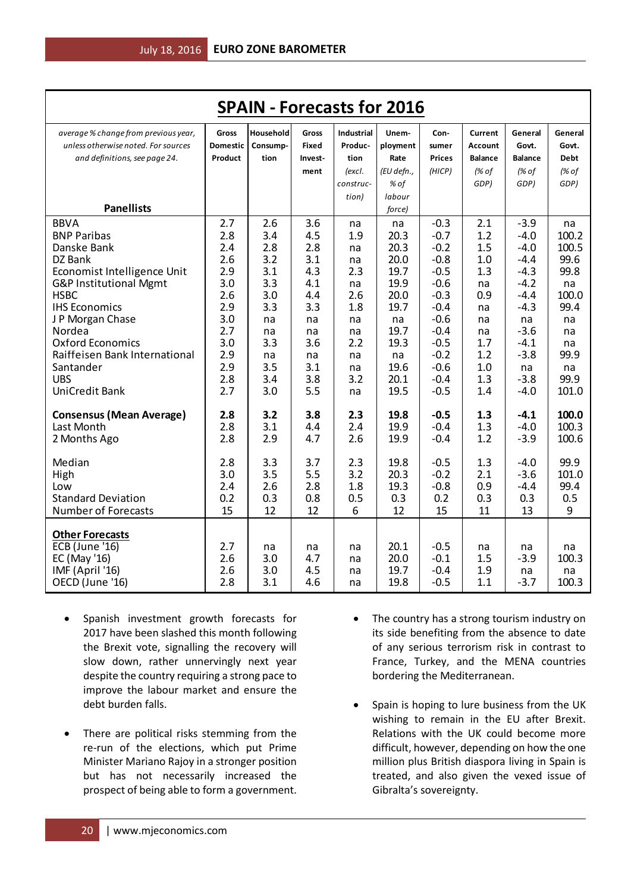## SPAIN - Forecasts for 2016

| *average % change from previous year, unless otherwise noted. For sources and definitions, see page 24.* **Panellists** | **Gross Domestic Product** | **Household Consump-tion** | **Gross Fixed Invest-ment** | **Industrial Produc-tion** *(excl. construc-tion)* | **Unem-ployment Rate** *(EU defn., % of labour force)* | **Con-sumer Prices** *(HICP)* | **Current Account Balance** *(% of GDP)* | **General Govt. Balance** *(% of GDP)* | **General Govt. Debt** *(% of GDP)* |
|---|---|---|---|---|---|---|---|---|---|
| BBVA | 2.7 | 2.6 | 3.6 | na | na | -0.3 | 2.1 | -3.9 | na |
| BNP Paribas | 2.8 | 3.4 | 4.5 | 1.9 | 20.3 | -0.7 | 1.2 | -4.0 | 100.2 |
| Danske Bank | 2.4 | 2.8 | 2.8 | na | 20.3 | -0.2 | 1.5 | -4.0 | 100.5 |
| DZ Bank | 2.6 | 3.2 | 3.1 | na | 20.0 | -0.8 | 1.0 | -4.4 | 99.6 |
| Economist Intelligence Unit | 2.9 | 3.1 | 4.3 | 2.3 | 19.7 | -0.5 | 1.3 | -4.3 | 99.8 |
| G&P Institutional Mgmt | 3.0 | 3.3 | 4.1 | na | 19.9 | -0.6 | na | -4.2 | na |
| HSBC | 2.6 | 3.0 | 4.4 | 2.6 | 20.0 | -0.3 | 0.9 | -4.4 | 100.0 |
| IHS Economics | 2.9 | 3.3 | 3.3 | 1.8 | 19.7 | -0.4 | na | -4.3 | 99.4 |
| J P Morgan Chase | 3.0 | na | na | na | na | -0.6 | na | na | na |
| Nordea | 2.7 | na | na | na | 19.7 | -0.4 | na | -3.6 | na |
| Oxford Economics | 3.0 | 3.3 | 3.6 | 2.2 | 19.3 | -0.5 | 1.7 | -4.1 | na |
| Raiffeisen Bank International | 2.9 | na | na | na | na | -0.2 | 1.2 | -3.8 | 99.9 |
| Santander | 2.9 | 3.5 | 3.1 | na | 19.6 | -0.6 | 1.0 | na | na |
| UBS | 2.8 | 3.4 | 3.8 | 3.2 | 20.1 | -0.4 | 1.3 | -3.8 | 99.9 |
| UniCredit Bank | 2.7 | 3.0 | 5.5 | na | 19.5 | -0.5 | 1.4 | -4.0 | 101.0 |
| **Consensus (Mean Average)** | **2.8** | **3.2** | **3.8** | **2.3** | **19.8** | **-0.5** | **1.3** | **-4.1** | **100.0** |
| Last Month | 2.8 | 3.1 | 4.4 | 2.4 | 19.9 | -0.4 | 1.3 | -4.0 | 100.3 |
| 2 Months Ago | 2.8 | 2.9 | 4.7 | 2.6 | 19.9 | -0.4 | 1.2 | -3.9 | 100.6 |
| Median | 2.8 | 3.3 | 3.7 | 2.3 | 19.8 | -0.5 | 1.3 | -4.0 | 99.9 |
| High | 3.0 | 3.5 | 5.5 | 3.2 | 20.3 | -0.2 | 2.1 | -3.6 | 101.0 |
| Low | 2.4 | 2.6 | 2.8 | 1.8 | 19.3 | -0.8 | 0.9 | -4.4 | 99.4 |
| Standard Deviation | 0.2 | 0.3 | 0.8 | 0.5 | 0.3 | 0.2 | 0.3 | 0.3 | 0.5 |
| Number of Forecasts | 15 | 12 | 12 | 6 | 12 | 15 | 11 | 13 | 9 |
| **Other Forecasts** | | | | | | | | | |
| ECB (June '16) | 2.7 | na | na | na | 20.1 | -0.5 | na | na | na |
| EC (May '16) | 2.6 | 3.0 | 4.7 | na | 20.0 | -0.1 | 1.5 | -3.9 | 100.3 |
| IMF (April '16) | 2.6 | 3.0 | 4.5 | na | 19.7 | -0.4 | 1.9 | na | na |
| OECD (June '16) | 2.8 | 3.1 | 4.6 | na | 19.8 | -0.5 | 1.1 | -3.7 | 100.3 |

- Spanish investment growth forecasts for 2017 have been slashed this month following the Brexit vote, signalling the recovery will slow down, rather unnervingly next year despite the country requiring a strong pace to improve the labour market and ensure the debt burden falls.

- There are political risks stemming from the re-run of the elections, which put Prime Minister Mariano Rajoy in a stronger position but has not necessarily increased the prospect of being able to form a government.

- The country has a strong tourism industry on its side benefiting from the absence to date of any serious terrorism risk in contrast to France, Turkey, and the MENA countries bordering the Mediterranean.

- Spain is hoping to lure business from the UK wishing to remain in the EU after Brexit. Relations with the UK could become more difficult, however, depending on how the one million plus British diaspora living in Spain is treated, and also given the vexed issue of Gibralta's sovereignty.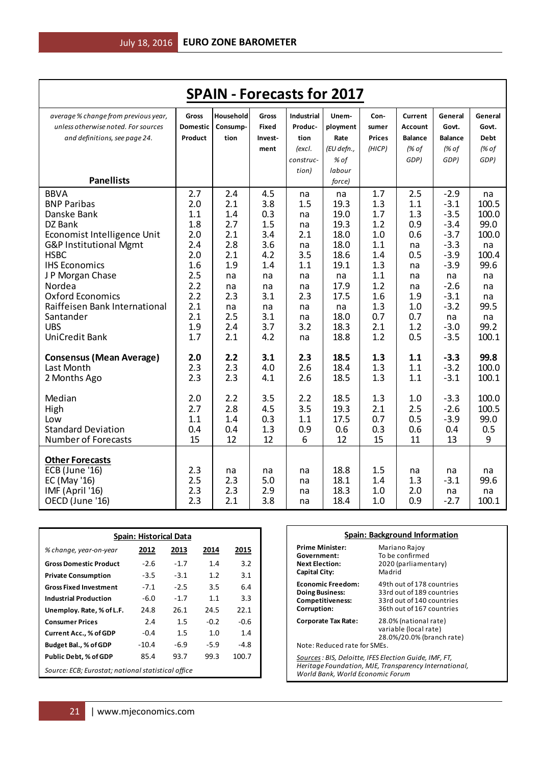## SPAIN - Forecasts for 2017

| *average % change from previous year, unless otherwise noted. For sources and definitions, see page 24.* **Panellists** | Gross Domestic Product | Household Consump-tion | Gross Fixed Invest-ment | Industrial Produc-tion *(excl. construc-tion)* | Unem-ployment Rate *(EU defn., % of labour force)* | Con-sumer Prices *(HICP)* | Current Account Balance *(% of GDP)* | General Govt. Balance *(% of GDP)* | General Govt. Debt *(% of GDP)* |
|---|---|---|---|---|---|---|---|---|---|
| BBVA | 2.7 | 2.4 | 4.5 | na | na | 1.7 | 2.5 | -2.9 | na |
| BNP Paribas | 2.0 | 2.1 | 3.8 | 1.5 | 19.3 | 1.3 | 1.1 | -3.1 | 100.5 |
| Danske Bank | 1.1 | 1.4 | 0.3 | na | 19.0 | 1.7 | 1.3 | -3.5 | 100.0 |
| DZ Bank | 1.8 | 2.7 | 1.5 | na | 19.3 | 1.2 | 0.9 | -3.4 | 99.0 |
| Economist Intelligence Unit | 2.0 | 2.1 | 3.4 | 2.1 | 18.0 | 1.0 | 0.6 | -3.7 | 100.0 |
| G&P Institutional Mgmt | 2.4 | 2.8 | 3.6 | na | 18.0 | 1.1 | na | -3.3 | na |
| HSBC | 2.0 | 2.1 | 4.2 | 3.5 | 18.6 | 1.4 | 0.5 | -3.9 | 100.4 |
| IHS Economics | 1.6 | 1.9 | 1.4 | 1.1 | 19.1 | 1.3 | na | -3.9 | 99.6 |
| J P Morgan Chase | 2.5 | na | na | na | na | 1.1 | na | na | na |
| Nordea | 2.2 | na | na | na | 17.9 | 1.2 | na | -2.6 | na |
| Oxford Economics | 2.2 | 2.3 | 3.1 | 2.3 | 17.5 | 1.6 | 1.9 | -3.1 | na |
| Raiffeisen Bank International | 2.1 | na | na | na | na | 1.3 | 1.0 | -3.2 | 99.5 |
| Santander | 2.1 | 2.5 | 3.1 | na | 18.0 | 0.7 | 0.7 | na | na |
| UBS | 1.9 | 2.4 | 3.7 | 3.2 | 18.3 | 2.1 | 1.2 | -3.0 | 99.2 |
| UniCredit Bank | 1.7 | 2.1 | 4.2 | na | 18.8 | 1.2 | 0.5 | -3.5 | 100.1 |
| **Consensus (Mean Average)** | **2.0** | **2.2** | **3.1** | **2.3** | **18.5** | **1.3** | **1.1** | **-3.3** | **99.8** |
| Last Month | 2.3 | 2.3 | 4.0 | 2.6 | 18.4 | 1.3 | 1.1 | -3.2 | 100.0 |
| 2 Months Ago | 2.3 | 2.3 | 4.1 | 2.6 | 18.5 | 1.3 | 1.1 | -3.1 | 100.1 |
| Median | 2.0 | 2.2 | 3.5 | 2.2 | 18.5 | 1.3 | 1.0 | -3.3 | 100.0 |
| High | 2.7 | 2.8 | 4.5 | 3.5 | 19.3 | 2.1 | 2.5 | -2.6 | 100.5 |
| Low | 1.1 | 1.4 | 0.3 | 1.1 | 17.5 | 0.7 | 0.5 | -3.9 | 99.0 |
| Standard Deviation | 0.4 | 0.4 | 1.3 | 0.9 | 0.6 | 0.3 | 0.6 | 0.4 | 0.5 |
| Number of Forecasts | 15 | 12 | 12 | 6 | 12 | 15 | 11 | 13 | 9 |
| **Other Forecasts** | | | | | | | | | |
| ECB (June '16) | 2.3 | na | na | na | 18.8 | 1.5 | na | na | na |
| EC (May '16) | 2.5 | 2.3 | 5.0 | na | 18.1 | 1.4 | 1.3 | -3.1 | 99.6 |
| IMF (April '16) | 2.3 | 2.3 | 2.9 | na | 18.3 | 1.0 | 2.0 | na | na |
| OECD (June '16) | 2.3 | 2.1 | 3.8 | na | 18.4 | 1.0 | 0.9 | -2.7 | 100.1 |

### Spain: Historical Data

| *% change, year-on-year* | 2012 | 2013 | 2014 | 2015 |
|---|---|---|---|---|
| **Gross Domestic Product** | -2.6 | -1.7 | 1.4 | 3.2 |
| **Private Consumption** | -3.5 | -3.1 | 1.2 | 3.1 |
| **Gross Fixed Investment** | -7.1 | -2.5 | 3.5 | 6.4 |
| **Industrial Production** | -6.0 | -1.7 | 1.1 | 3.3 |
| **Unemploy. Rate, % of L.F.** | 24.8 | 26.1 | 24.5 | 22.1 |
| **Consumer Prices** | 2.4 | 1.5 | -0.2 | -0.6 |
| **Current Acc., % of GDP** | -0.4 | 1.5 | 1.0 | 1.4 |
| **Budget Bal., % of GDP** | -10.4 | -6.9 | -5.9 | -4.8 |
| **Public Debt, % of GDP** | 85.4 | 93.7 | 99.3 | 100.7 |

*Source: ECB; Eurostat; national statistical office*

### Spain: Background Information

| | |
|---|---|
| **Prime Minister:** | Mariano Rajoy |
| **Government:** | To be confirmed |
| **Next Election:** | 2020 (parliamentary) |
| **Capital City:** | Madrid |
| **Economic Freedom:** | 49th out of 178 countries |
| **Doing Business:** | 33rd out of 189 countries |
| **Competitiveness:** | 33rd out of 140 countries |
| **Corruption:** | 36th out of 167 countries |
| **Corporate Tax Rate:** | 28.0% (national rate); variable (local rate); 28.0%/20.0% (branch rate) |

Note: Reduced rate for SMEs.

*Sources: BIS, Deloitte, IFES Election Guide, IMF, FT, Heritage Foundation, MJE, Transparency International, World Bank, World Economic Forum*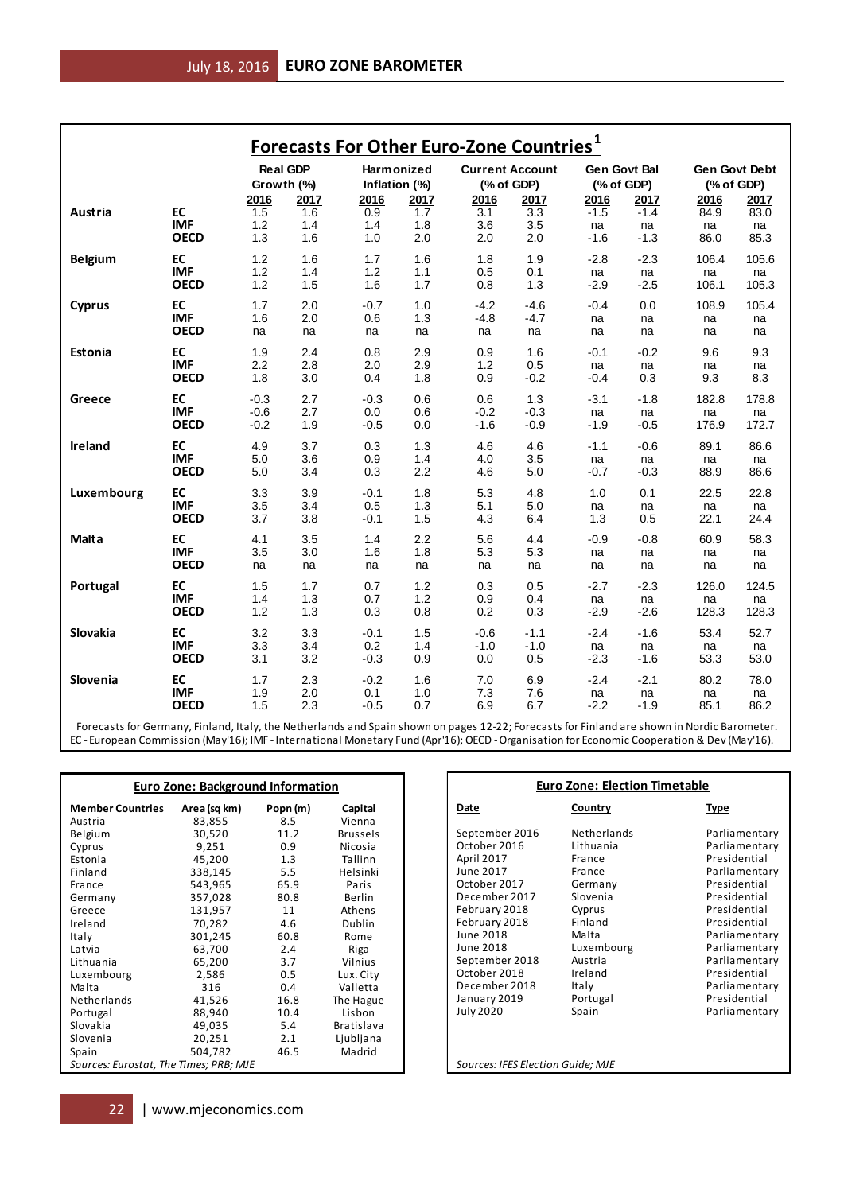## Forecasts For Other Euro-Zone Countries[1]

| | | Real GDP Growth (%) | | Harmonized Inflation (%) | | Current Account (% of GDP) | | Gen Govt Bal (% of GDP) | | Gen Govt Debt (% of GDP) | |
|---|---|---|---|---|---|---|---|---|---|---|---|
| | | 2016 | 2017 | 2016 | 2017 | 2016 | 2017 | 2016 | 2017 | 2016 | 2017 |
| **Austria** | **EC** | 1.5 | 1.6 | 0.9 | 1.7 | 3.1 | 3.3 | -1.5 | -1.4 | 84.9 | 83.0 |
| | **IMF** | 1.2 | 1.4 | 1.4 | 1.8 | 3.6 | 3.5 | na | na | na | na |
| | **OECD** | 1.3 | 1.6 | 1.0 | 2.0 | 2.0 | 2.0 | -1.6 | -1.3 | 86.0 | 85.3 |
| **Belgium** | **EC** | 1.2 | 1.6 | 1.7 | 1.6 | 1.8 | 1.9 | -2.8 | -2.3 | 106.4 | 105.6 |
| | **IMF** | 1.2 | 1.4 | 1.2 | 1.1 | 0.5 | 0.1 | na | na | na | na |
| | **OECD** | 1.2 | 1.5 | 1.6 | 1.7 | 0.8 | 1.3 | -2.9 | -2.5 | 106.1 | 105.3 |
| **Cyprus** | **EC** | 1.7 | 2.0 | -0.7 | 1.0 | -4.2 | -4.6 | -0.4 | 0.0 | 108.9 | 105.4 |
| | **IMF** | 1.6 | 2.0 | 0.6 | 1.3 | -4.8 | -4.7 | na | na | na | na |
| | **OECD** | na | na | na | na | na | na | na | na | na | na |
| **Estonia** | **EC** | 1.9 | 2.4 | 0.8 | 2.9 | 0.9 | 1.6 | -0.1 | -0.2 | 9.6 | 9.3 |
| | **IMF** | 2.2 | 2.8 | 2.0 | 2.9 | 1.2 | 0.5 | na | na | na | na |
| | **OECD** | 1.8 | 3.0 | 0.4 | 1.8 | 0.9 | -0.2 | -0.4 | 0.3 | 9.3 | 8.3 |
| **Greece** | **EC** | -0.3 | 2.7 | -0.3 | 0.6 | 0.6 | 1.3 | -3.1 | -1.8 | 182.8 | 178.8 |
| | **IMF** | -0.6 | 2.7 | 0.0 | 0.6 | -0.2 | -0.3 | na | na | na | na |
| | **OECD** | -0.2 | 1.9 | -0.5 | 0.0 | -1.6 | -0.9 | -1.9 | -0.5 | 176.9 | 172.7 |
| **Ireland** | **EC** | 4.9 | 3.7 | 0.3 | 1.3 | 4.6 | 4.6 | -1.1 | -0.6 | 89.1 | 86.6 |
| | **IMF** | 5.0 | 3.6 | 0.9 | 1.4 | 4.0 | 3.5 | na | na | na | na |
| | **OECD** | 5.0 | 3.4 | 0.3 | 2.2 | 4.6 | 5.0 | -0.7 | -0.3 | 88.9 | 86.6 |
| **Luxembourg** | **EC** | 3.3 | 3.9 | -0.1 | 1.8 | 5.3 | 4.8 | 1.0 | 0.1 | 22.5 | 22.8 |
| | **IMF** | 3.5 | 3.4 | 0.5 | 1.3 | 5.1 | 5.0 | na | na | na | na |
| | **OECD** | 3.7 | 3.8 | -0.1 | 1.5 | 4.3 | 6.4 | 1.3 | 0.5 | 22.1 | 24.4 |
| **Malta** | **EC** | 4.1 | 3.5 | 1.4 | 2.2 | 5.6 | 4.4 | -0.9 | -0.8 | 60.9 | 58.3 |
| | **IMF** | 3.5 | 3.0 | 1.6 | 1.8 | 5.3 | 5.3 | na | na | na | na |
| | **OECD** | na | na | na | na | na | na | na | na | na | na |
| **Portugal** | **EC** | 1.5 | 1.7 | 0.7 | 1.2 | 0.3 | 0.5 | -2.7 | -2.3 | 126.0 | 124.5 |
| | **IMF** | 1.4 | 1.3 | 0.7 | 1.2 | 0.9 | 0.4 | na | na | na | na |
| | **OECD** | 1.2 | 1.3 | 0.3 | 0.8 | 0.2 | 0.3 | -2.9 | -2.6 | 128.3 | 128.3 |
| **Slovakia** | **EC** | 3.2 | 3.3 | -0.1 | 1.5 | -0.6 | -1.1 | -2.4 | -1.6 | 53.4 | 52.7 |
| | **IMF** | 3.3 | 3.4 | 0.2 | 1.4 | -1.0 | -1.0 | na | na | na | na |
| | **OECD** | 3.1 | 3.2 | -0.3 | 0.9 | 0.0 | 0.5 | -2.3 | -1.6 | 53.3 | 53.0 |
| **Slovenia** | **EC** | 1.7 | 2.3 | -0.2 | 1.6 | 7.0 | 6.9 | -2.4 | -2.1 | 80.2 | 78.0 |
| | **IMF** | 1.9 | 2.0 | 0.1 | 1.0 | 7.3 | 7.6 | na | na | na | na |
| | **OECD** | 1.5 | 2.3 | -0.5 | 0.7 | 6.9 | 6.7 | -2.2 | -1.9 | 85.1 | 86.2 |

[1] Forecasts for Germany, Finland, Italy, the Netherlands and Spain shown on pages 12-22; Forecasts for Finland are shown in Nordic Barometer.
EC - European Commission (May'16); IMF - International Monetary Fund (Apr'16); OECD - Organisation for Economic Cooperation & Dev (May'16).

### Euro Zone: Background Information

| Member Countries | Area (sq km) | Popn (m) | Capital |
|---|---|---|---|
| Austria | 83,855 | 8.5 | Vienna |
| Belgium | 30,520 | 11.2 | Brussels |
| Cyprus | 9,251 | 0.9 | Nicosia |
| Estonia | 45,200 | 1.3 | Tallinn |
| Finland | 338,145 | 5.5 | Helsinki |
| France | 543,965 | 65.9 | Paris |
| Germany | 357,028 | 80.8 | Berlin |
| Greece | 131,957 | 11 | Athens |
| Ireland | 70,282 | 4.6 | Dublin |
| Italy | 301,245 | 60.8 | Rome |
| Latvia | 63,700 | 2.4 | Riga |
| Lithuania | 65,200 | 3.7 | Vilnius |
| Luxembourg | 2,586 | 0.5 | Lux. City |
| Malta | 316 | 0.4 | Valletta |
| Netherlands | 41,526 | 16.8 | The Hague |
| Portugal | 88,940 | 10.4 | Lisbon |
| Slovakia | 49,035 | 5.4 | Bratislava |
| Slovenia | 20,251 | 2.1 | Ljubljana |
| Spain | 504,782 | 46.5 | Madrid |

*Sources: Eurostat, The Times; PRB; MJE*

### Euro Zone: Election Timetable

| Date | Country | Type |
|---|---|---|
| September 2016 | Netherlands | Parliamentary |
| October 2016 | Lithuania | Parliamentary |
| April 2017 | France | Presidential |
| June 2017 | France | Parliamentary |
| October 2017 | Germany | Presidential |
| December 2017 | Slovenia | Presidential |
| February 2018 | Cyprus | Presidential |
| February 2018 | Finland | Presidential |
| June 2018 | Malta | Parliamentary |
| June 2018 | Luxembourg | Parliamentary |
| September 2018 | Austria | Parliamentary |
| October 2018 | Ireland | Presidential |
| December 2018 | Italy | Parliamentary |
| January 2019 | Portugal | Presidential |
| July 2020 | Spain | Parliamentary |

*Sources: IFES Election Guide; MJE*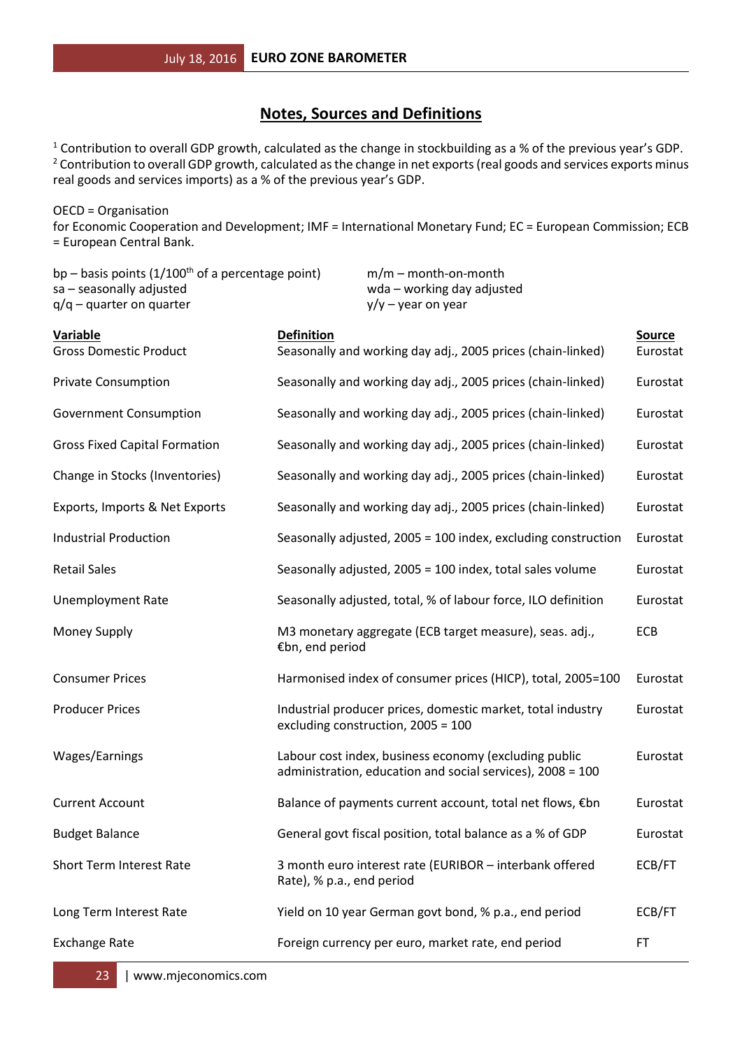## Notes, Sources and Definitions

[1] Contribution to overall GDP growth, calculated as the change in stockbuilding as a % of the previous year's GDP.
[2] Contribution to overall GDP growth, calculated as the change in net exports (real goods and services exports minus real goods and services imports) as a % of the previous year's GDP.

OECD = Organisation for Economic Cooperation and Development; IMF = International Monetary Fund; EC = European Commission; ECB = European Central Bank.

bp – basis points (1/100th of a percentage point)
sa – seasonally adjusted
q/q – quarter on quarter
m/m – month-on-month
wda – working day adjusted
y/y – year on year

| Variable | Definition | Source |
|---|---|---|
| Gross Domestic Product | Seasonally and working day adj., 2005 prices (chain-linked) | Eurostat |
| Private Consumption | Seasonally and working day adj., 2005 prices (chain-linked) | Eurostat |
| Government Consumption | Seasonally and working day adj., 2005 prices (chain-linked) | Eurostat |
| Gross Fixed Capital Formation | Seasonally and working day adj., 2005 prices (chain-linked) | Eurostat |
| Change in Stocks (Inventories) | Seasonally and working day adj., 2005 prices (chain-linked) | Eurostat |
| Exports, Imports & Net Exports | Seasonally and working day adj., 2005 prices (chain-linked) | Eurostat |
| Industrial Production | Seasonally adjusted, 2005 = 100 index, excluding construction | Eurostat |
| Retail Sales | Seasonally adjusted, 2005 = 100 index, total sales volume | Eurostat |
| Unemployment Rate | Seasonally adjusted, total, % of labour force, ILO definition | Eurostat |
| Money Supply | M3 monetary aggregate (ECB target measure), seas. adj., €bn, end period | ECB |
| Consumer Prices | Harmonised index of consumer prices (HICP), total, 2005=100 | Eurostat |
| Producer Prices | Industrial producer prices, domestic market, total industry excluding construction, 2005 = 100 | Eurostat |
| Wages/Earnings | Labour cost index, business economy (excluding public administration, education and social services), 2008 = 100 | Eurostat |
| Current Account | Balance of payments current account, total net flows, €bn | Eurostat |
| Budget Balance | General govt fiscal position, total balance as a % of GDP | Eurostat |
| Short Term Interest Rate | 3 month euro interest rate (EURIBOR – interbank offered Rate), % p.a., end period | ECB/FT |
| Long Term Interest Rate | Yield on 10 year German govt bond, % p.a., end period | ECB/FT |
| Exchange Rate | Foreign currency per euro, market rate, end period | FT |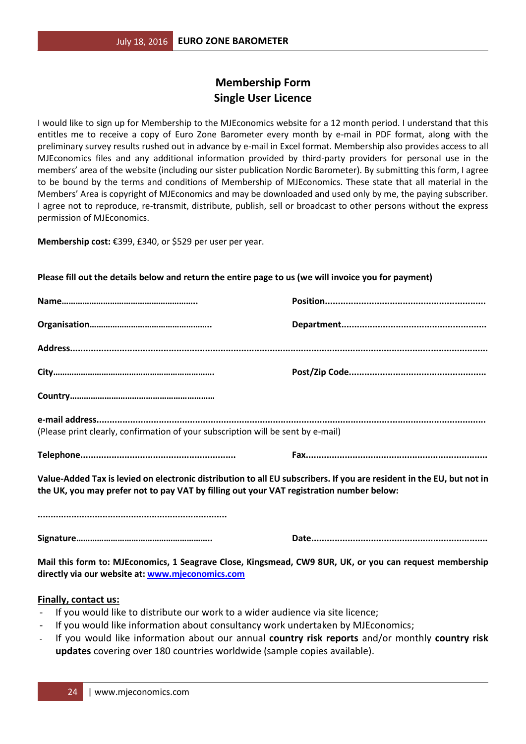# Membership Form
## Single User Licence

I would like to sign up for Membership to the MJEconomics website for a 12 month period. I understand that this entitles me to receive a copy of Euro Zone Barometer every month by e-mail in PDF format, along with the preliminary survey results rushed out in advance by e-mail in Excel format. Membership also provides access to all MJEconomics files and any additional information provided by third-party providers for personal use in the members' area of the website (including our sister publication Nordic Barometer). By submitting this form, I agree to be bound by the terms and conditions of Membership of MJEconomics. These state that all material in the Members' Area is copyright of MJEconomics and may be downloaded and used only by me, the paying subscriber. I agree not to reproduce, re-transmit, distribute, publish, sell or broadcast to other persons without the express permission of MJEconomics.

**Membership cost:** €399, £340, or $529 per user per year.

**Please fill out the details below and return the entire page to us (we will invoice you for payment)**

**Name…………………………………………………..** **Position.............................................................**

**Organisation……………………………………………..** **Department.......................................................**

**Address.............................................................................................................................................**

**City…………………………………………………………….** **Post/Zip Code....................................................**

**Country……………………………………………………**

**e-mail address...................................................................................................................................**
(Please print clearly, confirmation of your subscription will be sent by e-mail)

**Telephone...........................................................** **Fax.....................................................................**

**Value-Added Tax is levied on electronic distribution to all EU subscribers. If you are resident in the EU, but not in the UK, you may prefer not to pay VAT by filling out your VAT registration number below:**

**........................................................................**

**Signature…………………………………………………..** **Date...................................................................**

**Mail this form to: MJEconomics, 1 Seagrave Close, Kingsmead, CW9 8UR, UK, or you can request membership directly via our website at: www.mjeconomics.com**

**Finally, contact us:**

- If you would like to distribute our work to a wider audience via site licence;
- If you would like information about consultancy work undertaken by MJEconomics;
- If you would like information about our annual **country risk reports** and/or monthly **country risk updates** covering over 180 countries worldwide (sample copies available).